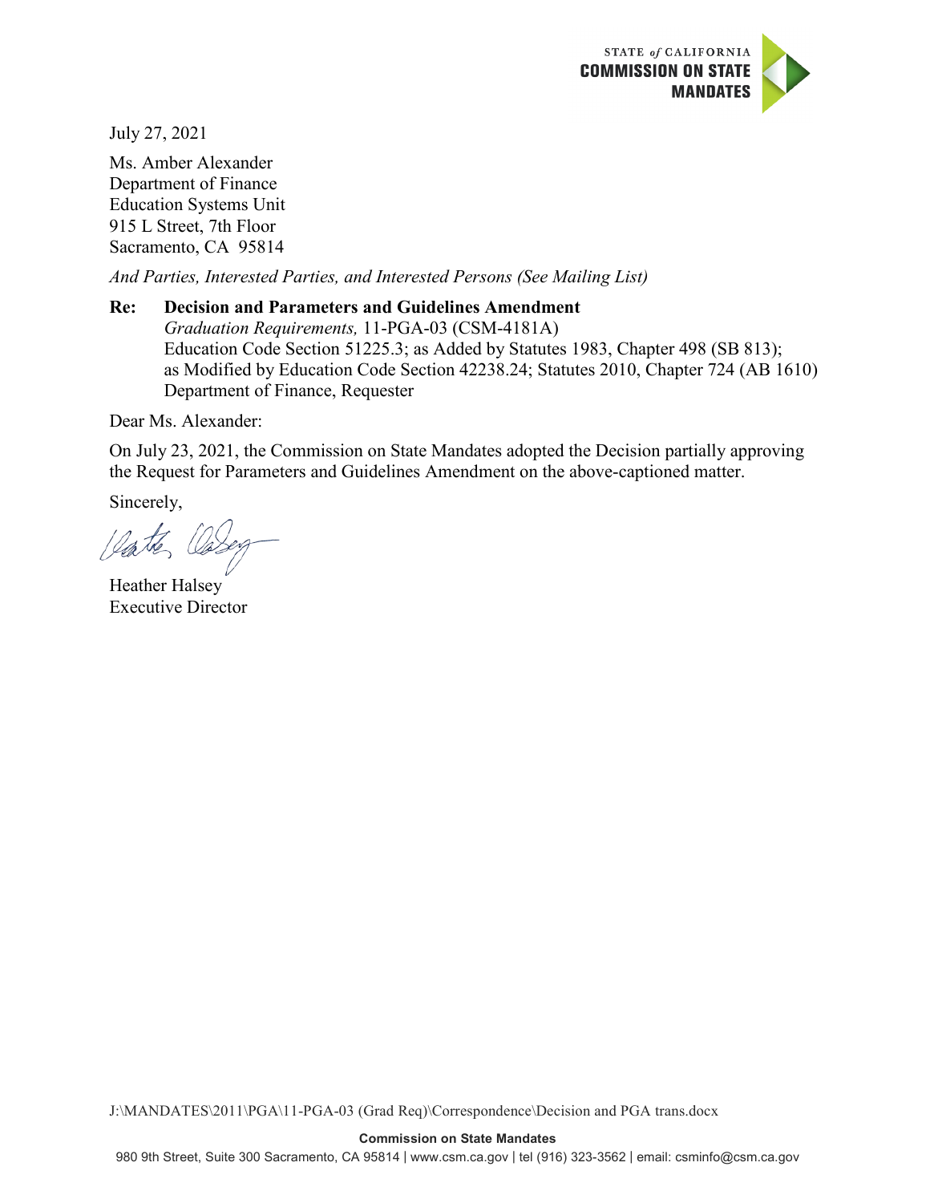STATE *of* CALIFORNIA
**COMMISSION ON STATE MANDATES**

July 27, 2021

Ms. Amber Alexander
Department of Finance
Education Systems Unit
915 L Street, 7th Floor
Sacramento, CA 95814

*And Parties, Interested Parties, and Interested Persons (See Mailing List)*

**Re: Decision and Parameters and Guidelines Amendment**
*Graduation Requirements,* 11-PGA-03 (CSM-4181A)
Education Code Section 51225.3; as Added by Statutes 1983, Chapter 498 (SB 813); as Modified by Education Code Section 42238.24; Statutes 2010, Chapter 724 (AB 1610)
Department of Finance, Requester

Dear Ms. Alexander:

On July 23, 2021, the Commission on State Mandates adopted the Decision partially approving the Request for Parameters and Guidelines Amendment on the above-captioned matter.

Sincerely,

Heather Halsey
Executive Director

J:\MANDATES\2011\PGA\11-PGA-03 (Grad Req)\Correspondence\Decision and PGA trans.docx

**Commission on State Mandates**
980 9th Street, Suite 300 Sacramento, CA 95814 | www.csm.ca.gov | tel (916) 323-3562 | email: csminfo@csm.ca.gov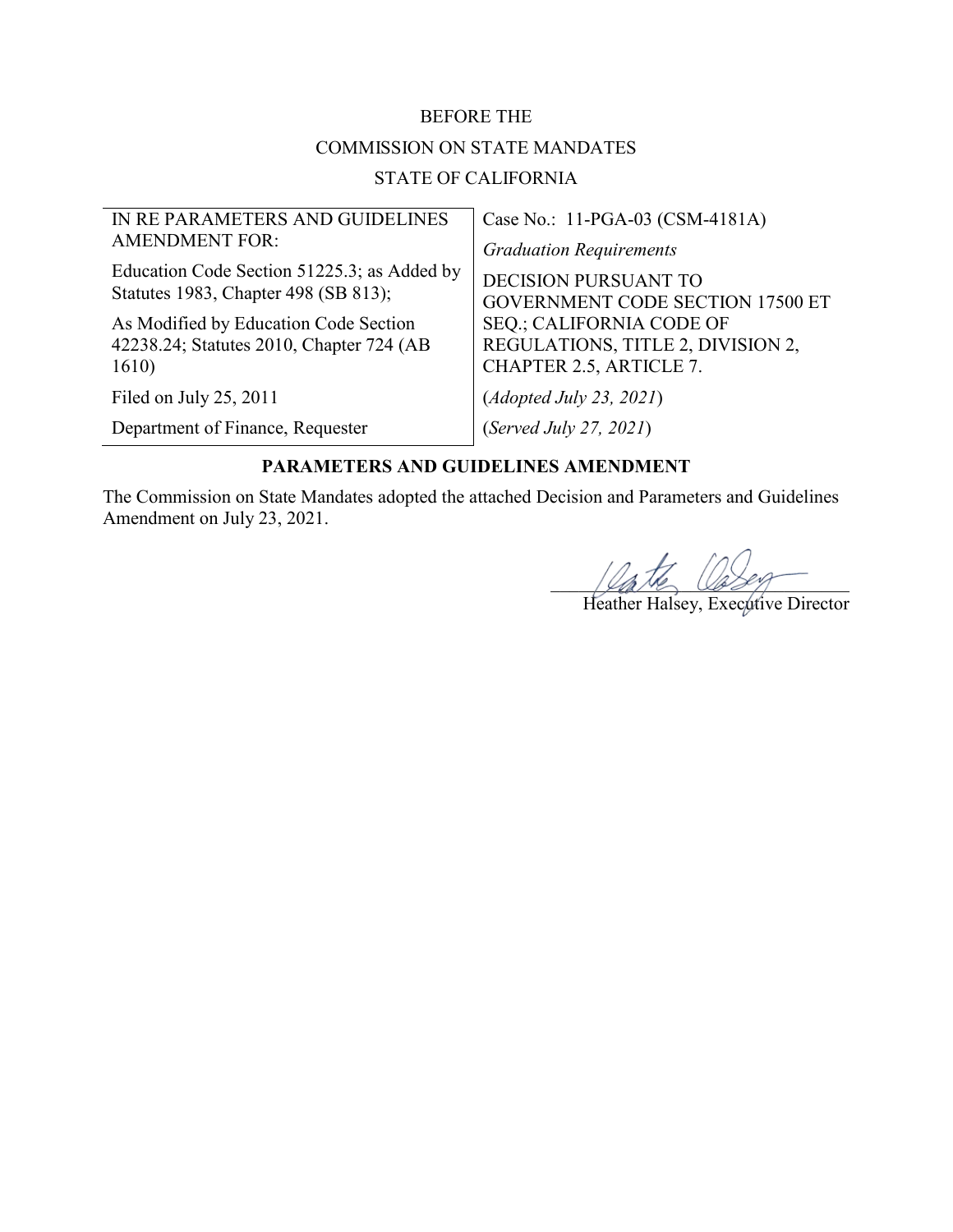BEFORE THE

COMMISSION ON STATE MANDATES

STATE OF CALIFORNIA

| IN RE PARAMETERS AND GUIDELINES AMENDMENT FOR: | Case No.: 11-PGA-03 (CSM-4181A) |
|---|---|
| Education Code Section 51225.3; as Added by Statutes 1983, Chapter 498 (SB 813); | *Graduation Requirements* |
| As Modified by Education Code Section 42238.24; Statutes 2010, Chapter 724 (AB 1610) | DECISION PURSUANT TO GOVERNMENT CODE SECTION 17500 ET SEQ.; CALIFORNIA CODE OF REGULATIONS, TITLE 2, DIVISION 2, CHAPTER 2.5, ARTICLE 7. |
| Filed on July 25, 2011 | (*Adopted July 23, 2021*) |
| Department of Finance, Requester | (*Served July 27, 2021*) |

**PARAMETERS AND GUIDELINES AMENDMENT**

The Commission on State Mandates adopted the attached Decision and Parameters and Guidelines Amendment on July 23, 2021.

Heather Halsey, Executive Director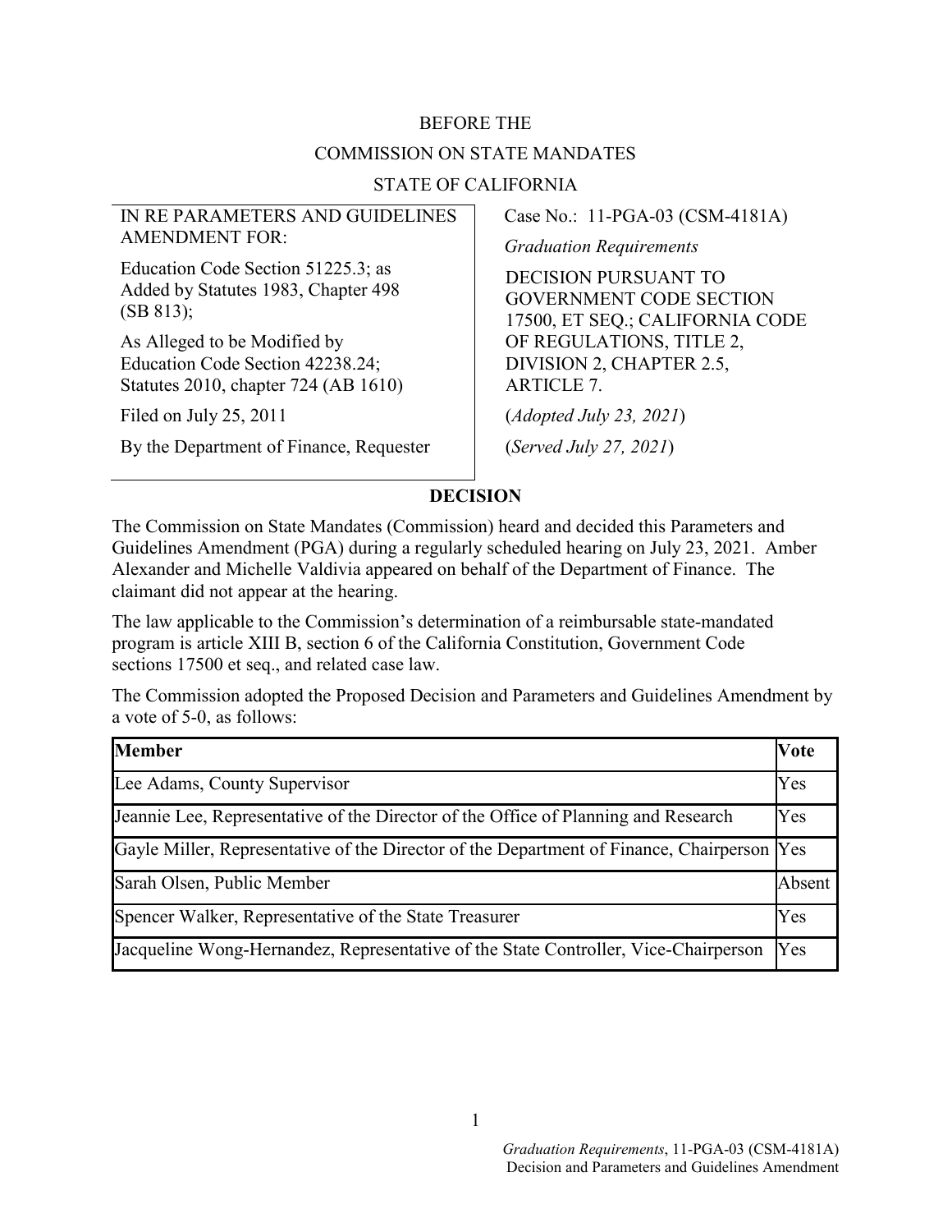BEFORE THE

COMMISSION ON STATE MANDATES

STATE OF CALIFORNIA

| IN RE PARAMETERS AND GUIDELINES AMENDMENT FOR: | Case No.: 11-PGA-03 (CSM-4181A) |
|---|---|
| Education Code Section 51225.3; as Added by Statutes 1983, Chapter 498 (SB 813); | *Graduation Requirements* |
| As Alleged to be Modified by Education Code Section 42238.24; Statutes 2010, chapter 724 (AB 1610) | DECISION PURSUANT TO GOVERNMENT CODE SECTION 17500, ET SEQ.; CALIFORNIA CODE OF REGULATIONS, TITLE 2, DIVISION 2, CHAPTER 2.5, ARTICLE 7. |
| Filed on July 25, 2011 | (*Adopted July 23, 2021*) |
| By the Department of Finance, Requester | (*Served July 27, 2021*) |

## DECISION

The Commission on State Mandates (Commission) heard and decided this Parameters and Guidelines Amendment (PGA) during a regularly scheduled hearing on July 23, 2021. Amber Alexander and Michelle Valdivia appeared on behalf of the Department of Finance. The claimant did not appear at the hearing.

The law applicable to the Commission's determination of a reimbursable state-mandated program is article XIII B, section 6 of the California Constitution, Government Code sections 17500 et seq., and related case law.

The Commission adopted the Proposed Decision and Parameters and Guidelines Amendment by a vote of 5-0, as follows:

| Member | Vote |
|---|---|
| Lee Adams, County Supervisor | Yes |
| Jeannie Lee, Representative of the Director of the Office of Planning and Research | Yes |
| Gayle Miller, Representative of the Director of the Department of Finance, Chairperson | Yes |
| Sarah Olsen, Public Member | Absent |
| Spencer Walker, Representative of the State Treasurer | Yes |
| Jacqueline Wong-Hernandez, Representative of the State Controller, Vice-Chairperson | Yes |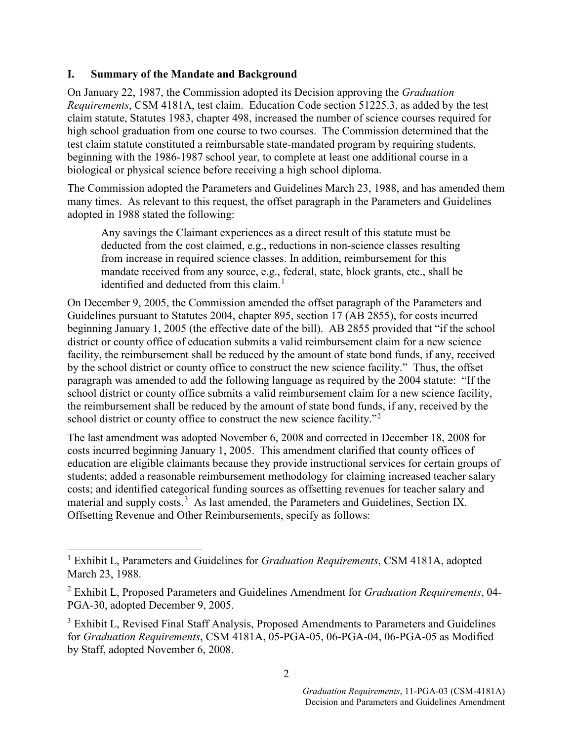## I. Summary of the Mandate and Background

On January 22, 1987, the Commission adopted its Decision approving the *Graduation Requirements*, CSM 4181A, test claim. Education Code section 51225.3, as added by the test claim statute, Statutes 1983, chapter 498, increased the number of science courses required for high school graduation from one course to two courses. The Commission determined that the test claim statute constituted a reimbursable state-mandated program by requiring students, beginning with the 1986-1987 school year, to complete at least one additional course in a biological or physical science before receiving a high school diploma.

The Commission adopted the Parameters and Guidelines March 23, 1988, and has amended them many times. As relevant to this request, the offset paragraph in the Parameters and Guidelines adopted in 1988 stated the following:

> Any savings the Claimant experiences as a direct result of this statute must be deducted from the cost claimed, e.g., reductions in non-science classes resulting from increase in required science classes. In addition, reimbursement for this mandate received from any source, e.g., federal, state, block grants, etc., shall be identified and deducted from this claim.[1]

On December 9, 2005, the Commission amended the offset paragraph of the Parameters and Guidelines pursuant to Statutes 2004, chapter 895, section 17 (AB 2855), for costs incurred beginning January 1, 2005 (the effective date of the bill). AB 2855 provided that "if the school district or county office of education submits a valid reimbursement claim for a new science facility, the reimbursement shall be reduced by the amount of state bond funds, if any, received by the school district or county office to construct the new science facility." Thus, the offset paragraph was amended to add the following language as required by the 2004 statute: "If the school district or county office submits a valid reimbursement claim for a new science facility, the reimbursement shall be reduced by the amount of state bond funds, if any, received by the school district or county office to construct the new science facility."[2]

The last amendment was adopted November 6, 2008 and corrected in December 18, 2008 for costs incurred beginning January 1, 2005. This amendment clarified that county offices of education are eligible claimants because they provide instructional services for certain groups of students; added a reasonable reimbursement methodology for claiming increased teacher salary costs; and identified categorical funding sources as offsetting revenues for teacher salary and material and supply costs.[3] As last amended, the Parameters and Guidelines, Section IX. Offsetting Revenue and Other Reimbursements, specify as follows:

---

[1] Exhibit L, Parameters and Guidelines for *Graduation Requirements*, CSM 4181A, adopted March 23, 1988.

[2] Exhibit L, Proposed Parameters and Guidelines Amendment for *Graduation Requirements*, 04-PGA-30, adopted December 9, 2005.

[3] Exhibit L, Revised Final Staff Analysis, Proposed Amendments to Parameters and Guidelines for *Graduation Requirements*, CSM 4181A, 05-PGA-05, 06-PGA-04, 06-PGA-05 as Modified by Staff, adopted November 6, 2008.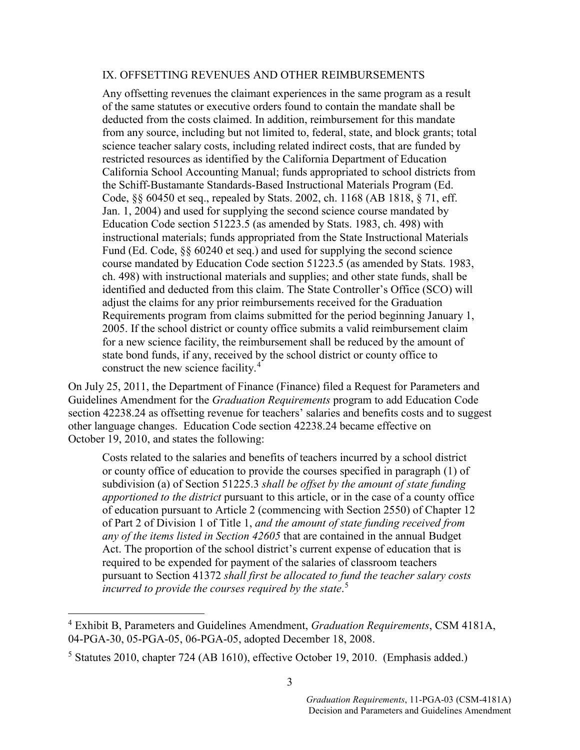IX. OFFSETTING REVENUES AND OTHER REIMBURSEMENTS

> Any offsetting revenues the claimant experiences in the same program as a result of the same statutes or executive orders found to contain the mandate shall be deducted from the costs claimed. In addition, reimbursement for this mandate from any source, including but not limited to, federal, state, and block grants; total science teacher salary costs, including related indirect costs, that are funded by restricted resources as identified by the California Department of Education California School Accounting Manual; funds appropriated to school districts from the Schiff-Bustamante Standards-Based Instructional Materials Program (Ed. Code, §§ 60450 et seq., repealed by Stats. 2002, ch. 1168 (AB 1818, § 71, eff. Jan. 1, 2004) and used for supplying the second science course mandated by Education Code section 51223.5 (as amended by Stats. 1983, ch. 498) with instructional materials; funds appropriated from the State Instructional Materials Fund (Ed. Code, §§ 60240 et seq.) and used for supplying the second science course mandated by Education Code section 51223.5 (as amended by Stats. 1983, ch. 498) with instructional materials and supplies; and other state funds, shall be identified and deducted from this claim. The State Controller's Office (SCO) will adjust the claims for any prior reimbursements received for the Graduation Requirements program from claims submitted for the period beginning January 1, 2005. If the school district or county office submits a valid reimbursement claim for a new science facility, the reimbursement shall be reduced by the amount of state bond funds, if any, received by the school district or county office to construct the new science facility.[4]

On July 25, 2011, the Department of Finance (Finance) filed a Request for Parameters and Guidelines Amendment for the *Graduation Requirements* program to add Education Code section 42238.24 as offsetting revenue for teachers' salaries and benefits costs and to suggest other language changes. Education Code section 42238.24 became effective on October 19, 2010, and states the following:

> Costs related to the salaries and benefits of teachers incurred by a school district or county office of education to provide the courses specified in paragraph (1) of subdivision (a) of Section 51225.3 *shall be offset by the amount of state funding apportioned to the district* pursuant to this article, or in the case of a county office of education pursuant to Article 2 (commencing with Section 2550) of Chapter 12 of Part 2 of Division 1 of Title 1, *and the amount of state funding received from any of the items listed in Section 42605* that are contained in the annual Budget Act. The proportion of the school district's current expense of education that is required to be expended for payment of the salaries of classroom teachers pursuant to Section 41372 *shall first be allocated to fund the teacher salary costs incurred to provide the courses required by the state*.[5]

---

[4] Exhibit B, Parameters and Guidelines Amendment, *Graduation Requirements*, CSM 4181A, 04-PGA-30, 05-PGA-05, 06-PGA-05, adopted December 18, 2008.

[5] Statutes 2010, chapter 724 (AB 1610), effective October 19, 2010. (Emphasis added.)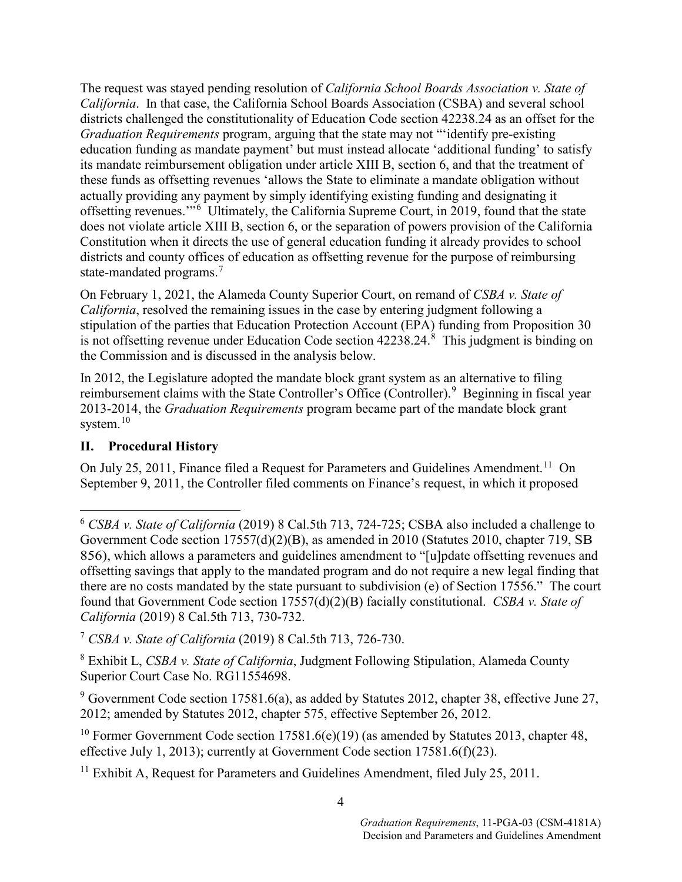The request was stayed pending resolution of *California School Boards Association v. State of California*. In that case, the California School Boards Association (CSBA) and several school districts challenged the constitutionality of Education Code section 42238.24 as an offset for the *Graduation Requirements* program, arguing that the state may not "'identify pre-existing education funding as mandate payment' but must instead allocate 'additional funding' to satisfy its mandate reimbursement obligation under article XIII B, section 6, and that the treatment of these funds as offsetting revenues 'allows the State to eliminate a mandate obligation without actually providing any payment by simply identifying existing funding and designating it offsetting revenues.'"[6] Ultimately, the California Supreme Court, in 2019, found that the state does not violate article XIII B, section 6, or the separation of powers provision of the California Constitution when it directs the use of general education funding it already provides to school districts and county offices of education as offsetting revenue for the purpose of reimbursing state-mandated programs.[7]

On February 1, 2021, the Alameda County Superior Court, on remand of *CSBA v. State of California*, resolved the remaining issues in the case by entering judgment following a stipulation of the parties that Education Protection Account (EPA) funding from Proposition 30 is not offsetting revenue under Education Code section 42238.24.[8] This judgment is binding on the Commission and is discussed in the analysis below.

In 2012, the Legislature adopted the mandate block grant system as an alternative to filing reimbursement claims with the State Controller's Office (Controller).[9] Beginning in fiscal year 2013-2014, the *Graduation Requirements* program became part of the mandate block grant system.[10]

## II. Procedural History

On July 25, 2011, Finance filed a Request for Parameters and Guidelines Amendment.[11] On September 9, 2011, the Controller filed comments on Finance's request, in which it proposed

---

[6] *CSBA v. State of California* (2019) 8 Cal.5th 713, 724-725; CSBA also included a challenge to Government Code section 17557(d)(2)(B), as amended in 2010 (Statutes 2010, chapter 719, SB 856), which allows a parameters and guidelines amendment to "[u]pdate offsetting revenues and offsetting savings that apply to the mandated program and do not require a new legal finding that there are no costs mandated by the state pursuant to subdivision (e) of Section 17556." The court found that Government Code section 17557(d)(2)(B) facially constitutional. *CSBA v. State of California* (2019) 8 Cal.5th 713, 730-732.

[7] *CSBA v. State of California* (2019) 8 Cal.5th 713, 726-730.

[8] Exhibit L, *CSBA v. State of California*, Judgment Following Stipulation, Alameda County Superior Court Case No. RG11554698.

[9] Government Code section 17581.6(a), as added by Statutes 2012, chapter 38, effective June 27, 2012; amended by Statutes 2012, chapter 575, effective September 26, 2012.

[10] Former Government Code section 17581.6(e)(19) (as amended by Statutes 2013, chapter 48, effective July 1, 2013); currently at Government Code section 17581.6(f)(23).

[11] Exhibit A, Request for Parameters and Guidelines Amendment, filed July 25, 2011.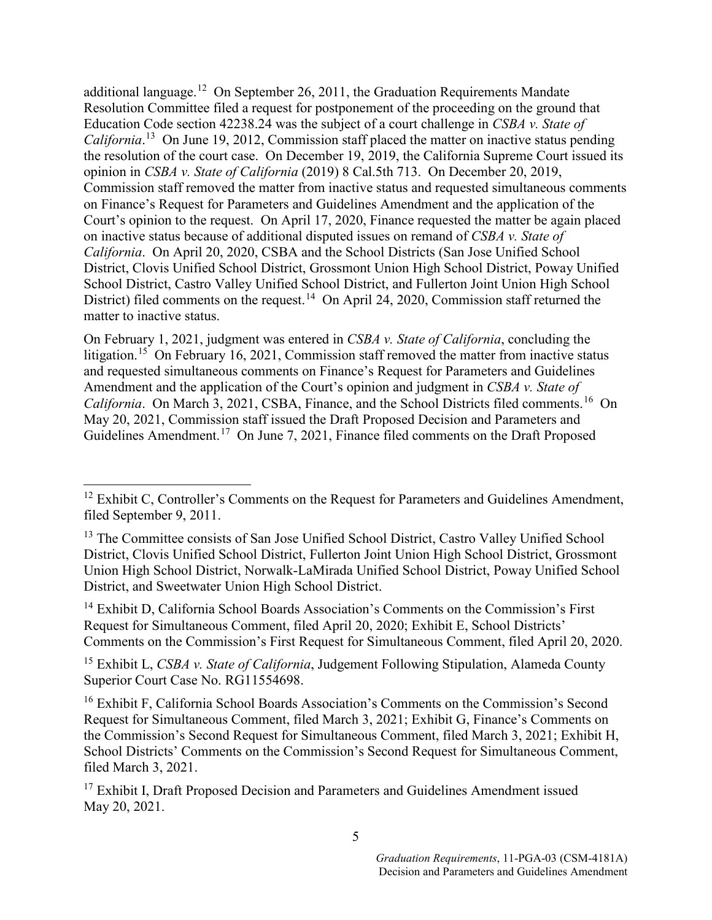additional language.[12] On September 26, 2011, the Graduation Requirements Mandate Resolution Committee filed a request for postponement of the proceeding on the ground that Education Code section 42238.24 was the subject of a court challenge in *CSBA v. State of California*.[13] On June 19, 2012, Commission staff placed the matter on inactive status pending the resolution of the court case. On December 19, 2019, the California Supreme Court issued its opinion in *CSBA v. State of California* (2019) 8 Cal.5th 713. On December 20, 2019, Commission staff removed the matter from inactive status and requested simultaneous comments on Finance's Request for Parameters and Guidelines Amendment and the application of the Court's opinion to the request. On April 17, 2020, Finance requested the matter be again placed on inactive status because of additional disputed issues on remand of *CSBA v. State of California*. On April 20, 2020, CSBA and the School Districts (San Jose Unified School District, Clovis Unified School District, Grossmont Union High School District, Poway Unified School District, Castro Valley Unified School District, and Fullerton Joint Union High School District) filed comments on the request.[14] On April 24, 2020, Commission staff returned the matter to inactive status.

On February 1, 2021, judgment was entered in *CSBA v. State of California*, concluding the litigation.[15] On February 16, 2021, Commission staff removed the matter from inactive status and requested simultaneous comments on Finance's Request for Parameters and Guidelines Amendment and the application of the Court's opinion and judgment in *CSBA v. State of California*. On March 3, 2021, CSBA, Finance, and the School Districts filed comments.[16] On May 20, 2021, Commission staff issued the Draft Proposed Decision and Parameters and Guidelines Amendment.[17] On June 7, 2021, Finance filed comments on the Draft Proposed

---

[12] Exhibit C, Controller's Comments on the Request for Parameters and Guidelines Amendment, filed September 9, 2011.

[13] The Committee consists of San Jose Unified School District, Castro Valley Unified School District, Clovis Unified School District, Fullerton Joint Union High School District, Grossmont Union High School District, Norwalk-LaMirada Unified School District, Poway Unified School District, and Sweetwater Union High School District.

[14] Exhibit D, California School Boards Association's Comments on the Commission's First Request for Simultaneous Comment, filed April 20, 2020; Exhibit E, School Districts' Comments on the Commission's First Request for Simultaneous Comment, filed April 20, 2020.

[15] Exhibit L, *CSBA v. State of California*, Judgement Following Stipulation, Alameda County Superior Court Case No. RG11554698.

[16] Exhibit F, California School Boards Association's Comments on the Commission's Second Request for Simultaneous Comment, filed March 3, 2021; Exhibit G, Finance's Comments on the Commission's Second Request for Simultaneous Comment, filed March 3, 2021; Exhibit H, School Districts' Comments on the Commission's Second Request for Simultaneous Comment, filed March 3, 2021.

[17] Exhibit I, Draft Proposed Decision and Parameters and Guidelines Amendment issued May 20, 2021.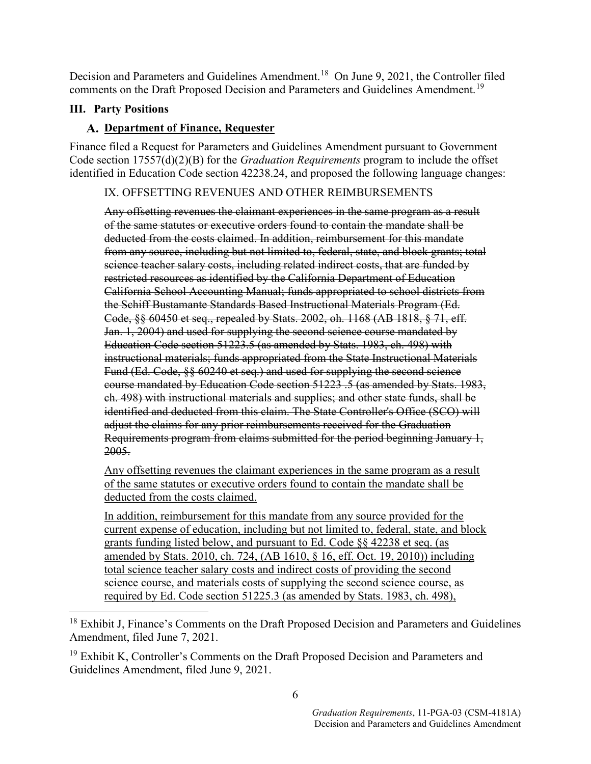Decision and Parameters and Guidelines Amendment.[18] On June 9, 2021, the Controller filed comments on the Draft Proposed Decision and Parameters and Guidelines Amendment.[19]

## III. Party Positions

### A. Department of Finance, Requester

Finance filed a Request for Parameters and Guidelines Amendment pursuant to Government Code section 17557(d)(2)(B) for the *Graduation Requirements* program to include the offset identified in Education Code section 42238.24, and proposed the following language changes:

> IX. OFFSETTING REVENUES AND OTHER REIMBURSEMENTS
>
> ~~Any offsetting revenues the claimant experiences in the same program as a result of the same statutes or executive orders found to contain the mandate shall be deducted from the costs claimed. In addition, reimbursement for this mandate from any source, including but not limited to, federal, state, and block grants; total science teacher salary costs, including related indirect costs, that are funded by restricted resources as identified by the California Department of Education California School Accounting Manual; funds appropriated to school districts from the Schiff Bustamante Standards Based Instructional Materials Program (Ed. Code, §§ 60450 et seq., repealed by Stats. 2002, oh. 1168 (AB 1818, § 71, eff. Jan. 1, 2004) and used for supplying the second science course mandated by Education Code section 51223.5 (as amended by Stats. 1983, ch. 498) with instructional materials; funds appropriated from the State Instructional Materials Fund (Ed. Code, §§ 60240 et seq.) and used for supplying the second science course mandated by Education Code section 51223 .5 (as amended by Stats. 1983, ch. 498) with instructional materials and supplies; and other state funds, shall be identified and deducted from this claim. The State Controller's Office (SCO) will adjust the claims for any prior reimbursements received for the Graduation Requirements program from claims submitted for the period beginning January 1, 2005.~~
>
> <u>Any offsetting revenues the claimant experiences in the same program as a result of the same statutes or executive orders found to contain the mandate shall be deducted from the costs claimed.</u>
>
> <u>In addition, reimbursement for this mandate from any source provided for the current expense of education, including but not limited to, federal, state, and block grants funding listed below, and pursuant to Ed. Code §§ 42238 et seq. (as amended by Stats. 2010, ch. 724, (AB 1610, § 16, eff. Oct. 19, 2010)) including total science teacher salary costs and indirect costs of providing the second science course, and materials costs of supplying the second science course, as required by Ed. Code section 51225.3 (as amended by Stats. 1983, ch. 498),</u>

---

[18] Exhibit J, Finance's Comments on the Draft Proposed Decision and Parameters and Guidelines Amendment, filed June 7, 2021.

[19] Exhibit K, Controller's Comments on the Draft Proposed Decision and Parameters and Guidelines Amendment, filed June 9, 2021.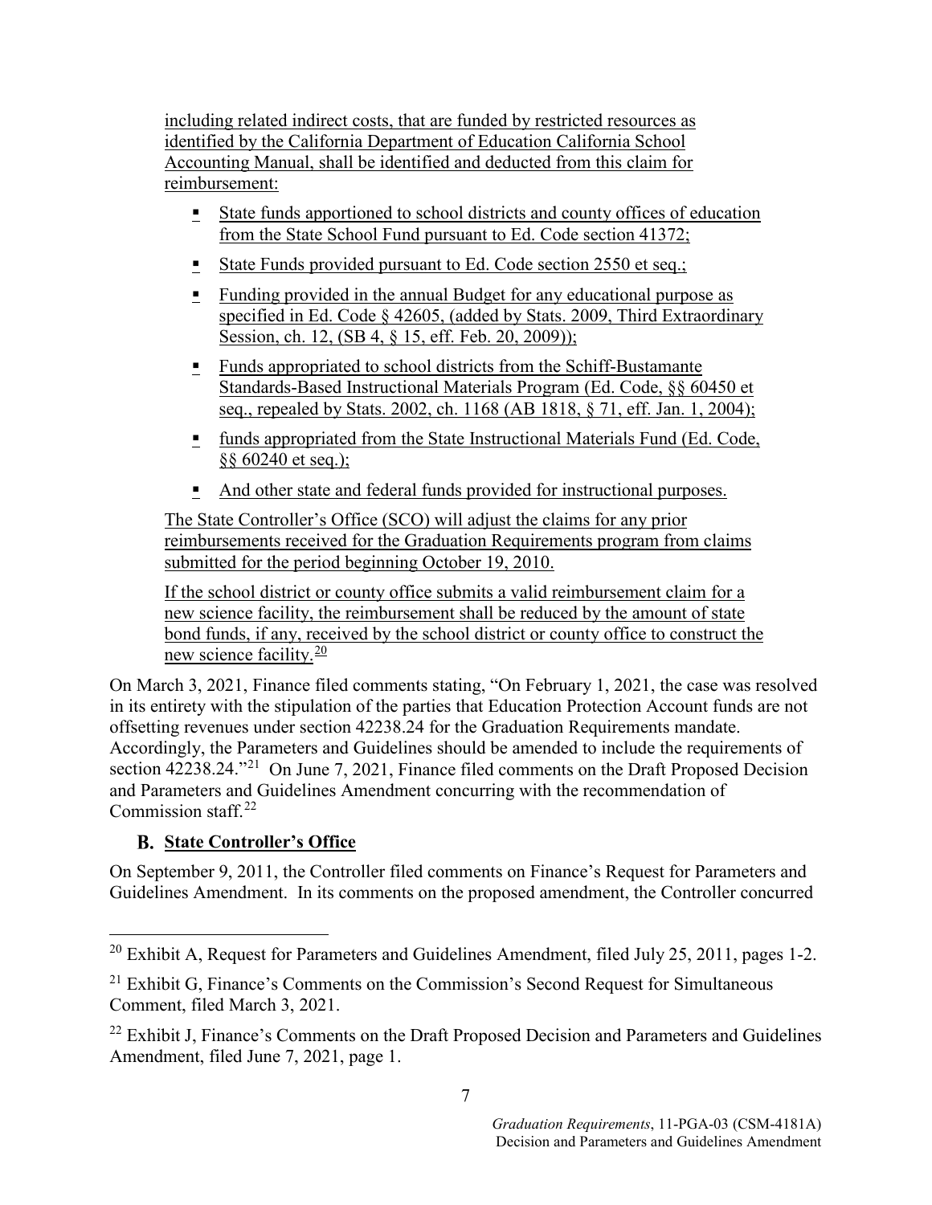including related indirect costs, that are funded by restricted resources as identified by the California Department of Education California School Accounting Manual, shall be identified and deducted from this claim for reimbursement:

- State funds apportioned to school districts and county offices of education from the State School Fund pursuant to Ed. Code section 41372;
- State Funds provided pursuant to Ed. Code section 2550 et seq.;
- Funding provided in the annual Budget for any educational purpose as specified in Ed. Code § 42605, (added by Stats. 2009, Third Extraordinary Session, ch. 12, (SB 4, § 15, eff. Feb. 20, 2009));
- Funds appropriated to school districts from the Schiff-Bustamante Standards-Based Instructional Materials Program (Ed. Code, §§ 60450 et seq., repealed by Stats. 2002, ch. 1168 (AB 1818, § 71, eff. Jan. 1, 2004);
- funds appropriated from the State Instructional Materials Fund (Ed. Code, §§ 60240 et seq.);
- And other state and federal funds provided for instructional purposes.

The State Controller's Office (SCO) will adjust the claims for any prior reimbursements received for the Graduation Requirements program from claims submitted for the period beginning October 19, 2010.

If the school district or county office submits a valid reimbursement claim for a new science facility, the reimbursement shall be reduced by the amount of state bond funds, if any, received by the school district or county office to construct the new science facility.[20]

On March 3, 2021, Finance filed comments stating, "On February 1, 2021, the case was resolved in its entirety with the stipulation of the parties that Education Protection Account funds are not offsetting revenues under section 42238.24 for the Graduation Requirements mandate. Accordingly, the Parameters and Guidelines should be amended to include the requirements of section 42238.24."[21] On June 7, 2021, Finance filed comments on the Draft Proposed Decision and Parameters and Guidelines Amendment concurring with the recommendation of Commission staff.[22]

## B. State Controller's Office

On September 9, 2011, the Controller filed comments on Finance's Request for Parameters and Guidelines Amendment. In its comments on the proposed amendment, the Controller concurred

---

[20] Exhibit A, Request for Parameters and Guidelines Amendment, filed July 25, 2011, pages 1-2.

[21] Exhibit G, Finance's Comments on the Commission's Second Request for Simultaneous Comment, filed March 3, 2021.

[22] Exhibit J, Finance's Comments on the Draft Proposed Decision and Parameters and Guidelines Amendment, filed June 7, 2021, page 1.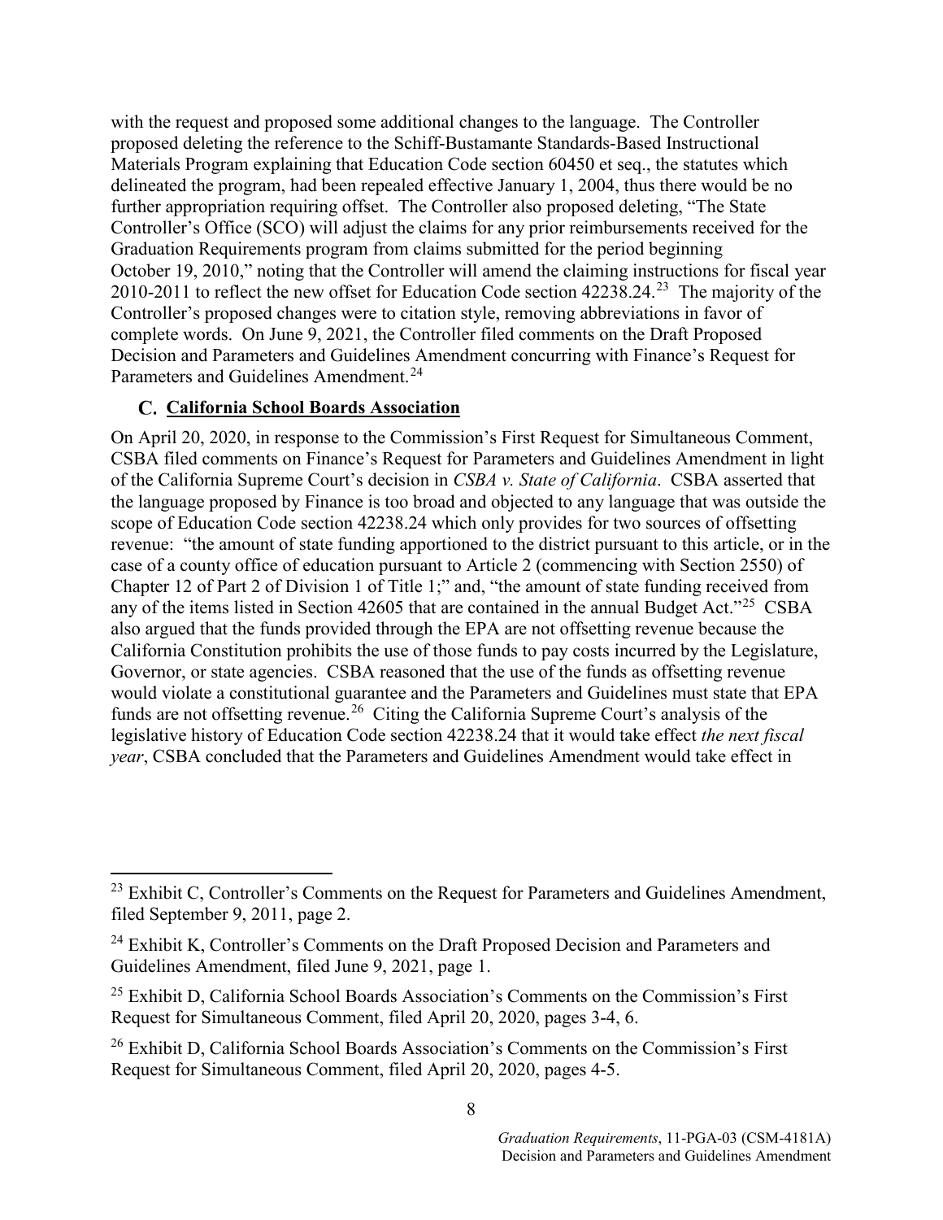with the request and proposed some additional changes to the language. The Controller proposed deleting the reference to the Schiff-Bustamante Standards-Based Instructional Materials Program explaining that Education Code section 60450 et seq., the statutes which delineated the program, had been repealed effective January 1, 2004, thus there would be no further appropriation requiring offset. The Controller also proposed deleting, "The State Controller's Office (SCO) will adjust the claims for any prior reimbursements received for the Graduation Requirements program from claims submitted for the period beginning October 19, 2010," noting that the Controller will amend the claiming instructions for fiscal year 2010-2011 to reflect the new offset for Education Code section 42238.24.[23] The majority of the Controller's proposed changes were to citation style, removing abbreviations in favor of complete words. On June 9, 2021, the Controller filed comments on the Draft Proposed Decision and Parameters and Guidelines Amendment concurring with Finance's Request for Parameters and Guidelines Amendment.[24]

### C. California School Boards Association

On April 20, 2020, in response to the Commission's First Request for Simultaneous Comment, CSBA filed comments on Finance's Request for Parameters and Guidelines Amendment in light of the California Supreme Court's decision in *CSBA v. State of California*. CSBA asserted that the language proposed by Finance is too broad and objected to any language that was outside the scope of Education Code section 42238.24 which only provides for two sources of offsetting revenue: "the amount of state funding apportioned to the district pursuant to this article, or in the case of a county office of education pursuant to Article 2 (commencing with Section 2550) of Chapter 12 of Part 2 of Division 1 of Title 1;" and, "the amount of state funding received from any of the items listed in Section 42605 that are contained in the annual Budget Act."[25] CSBA also argued that the funds provided through the EPA are not offsetting revenue because the California Constitution prohibits the use of those funds to pay costs incurred by the Legislature, Governor, or state agencies. CSBA reasoned that the use of the funds as offsetting revenue would violate a constitutional guarantee and the Parameters and Guidelines must state that EPA funds are not offsetting revenue.[26] Citing the California Supreme Court's analysis of the legislative history of Education Code section 42238.24 that it would take effect *the next fiscal year*, CSBA concluded that the Parameters and Guidelines Amendment would take effect in

---

[23] Exhibit C, Controller's Comments on the Request for Parameters and Guidelines Amendment, filed September 9, 2011, page 2.

[24] Exhibit K, Controller's Comments on the Draft Proposed Decision and Parameters and Guidelines Amendment, filed June 9, 2021, page 1.

[25] Exhibit D, California School Boards Association's Comments on the Commission's First Request for Simultaneous Comment, filed April 20, 2020, pages 3-4, 6.

[26] Exhibit D, California School Boards Association's Comments on the Commission's First Request for Simultaneous Comment, filed April 20, 2020, pages 4-5.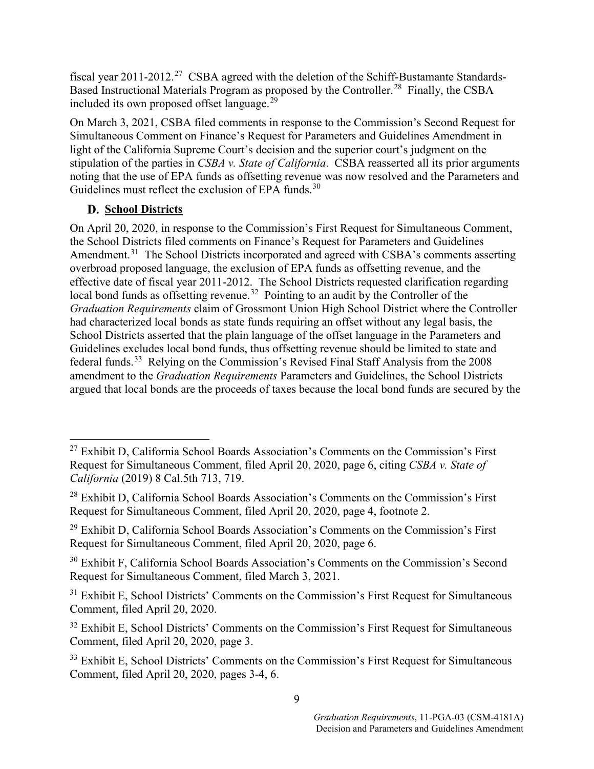fiscal year 2011-2012.[27] CSBA agreed with the deletion of the Schiff-Bustamante Standards-Based Instructional Materials Program as proposed by the Controller.[28] Finally, the CSBA included its own proposed offset language.[29]

On March 3, 2021, CSBA filed comments in response to the Commission's Second Request for Simultaneous Comment on Finance's Request for Parameters and Guidelines Amendment in light of the California Supreme Court's decision and the superior court's judgment on the stipulation of the parties in *CSBA v. State of California*. CSBA reasserted all its prior arguments noting that the use of EPA funds as offsetting revenue was now resolved and the Parameters and Guidelines must reflect the exclusion of EPA funds.[30]

### D. School Districts

On April 20, 2020, in response to the Commission's First Request for Simultaneous Comment, the School Districts filed comments on Finance's Request for Parameters and Guidelines Amendment.[31] The School Districts incorporated and agreed with CSBA's comments asserting overbroad proposed language, the exclusion of EPA funds as offsetting revenue, and the effective date of fiscal year 2011-2012. The School Districts requested clarification regarding local bond funds as offsetting revenue.[32] Pointing to an audit by the Controller of the *Graduation Requirements* claim of Grossmont Union High School District where the Controller had characterized local bonds as state funds requiring an offset without any legal basis, the School Districts asserted that the plain language of the offset language in the Parameters and Guidelines excludes local bond funds, thus offsetting revenue should be limited to state and federal funds.[33] Relying on the Commission's Revised Final Staff Analysis from the 2008 amendment to the *Graduation Requirements* Parameters and Guidelines, the School Districts argued that local bonds are the proceeds of taxes because the local bond funds are secured by the

---

[27] Exhibit D, California School Boards Association's Comments on the Commission's First Request for Simultaneous Comment, filed April 20, 2020, page 6, citing *CSBA v. State of California* (2019) 8 Cal.5th 713, 719.

[28] Exhibit D, California School Boards Association's Comments on the Commission's First Request for Simultaneous Comment, filed April 20, 2020, page 4, footnote 2.

[29] Exhibit D, California School Boards Association's Comments on the Commission's First Request for Simultaneous Comment, filed April 20, 2020, page 6.

[30] Exhibit F, California School Boards Association's Comments on the Commission's Second Request for Simultaneous Comment, filed March 3, 2021.

[31] Exhibit E, School Districts' Comments on the Commission's First Request for Simultaneous Comment, filed April 20, 2020.

[32] Exhibit E, School Districts' Comments on the Commission's First Request for Simultaneous Comment, filed April 20, 2020, page 3.

[33] Exhibit E, School Districts' Comments on the Commission's First Request for Simultaneous Comment, filed April 20, 2020, pages 3-4, 6.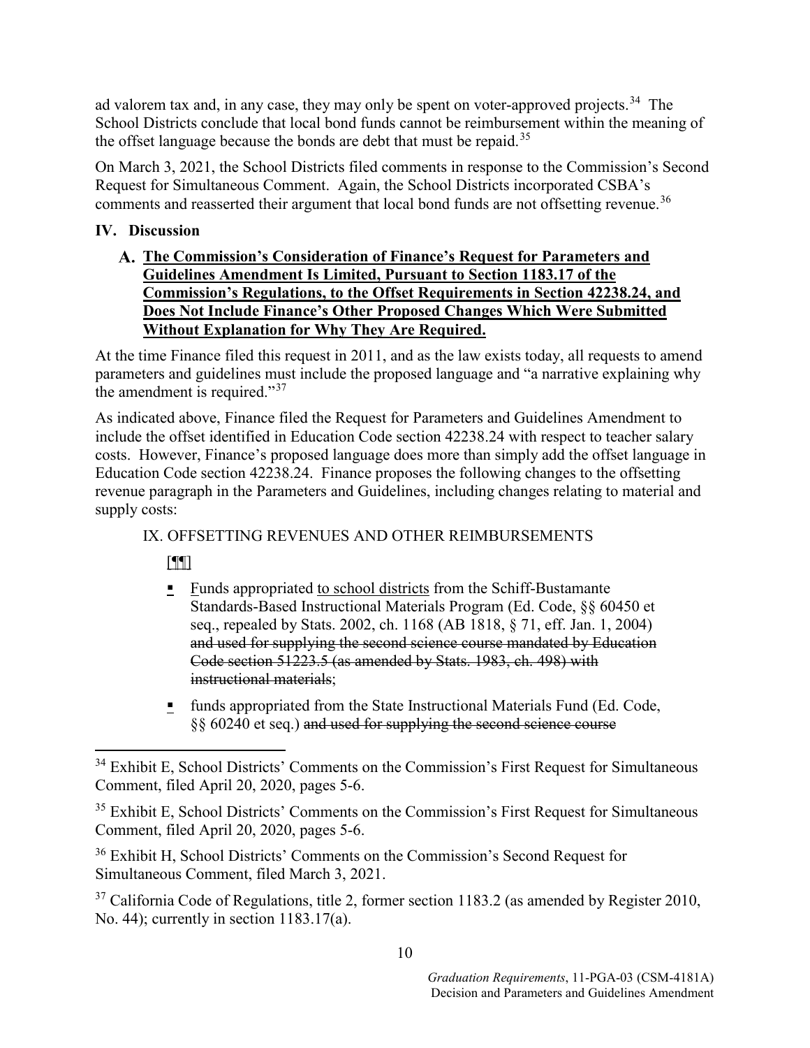ad valorem tax and, in any case, they may only be spent on voter-approved projects.[34] The School Districts conclude that local bond funds cannot be reimbursement within the meaning of the offset language because the bonds are debt that must be repaid.[35]

On March 3, 2021, the School Districts filed comments in response to the Commission's Second Request for Simultaneous Comment. Again, the School Districts incorporated CSBA's comments and reasserted their argument that local bond funds are not offsetting revenue.[36]

## IV. Discussion

### A. <u>The Commission's Consideration of Finance's Request for Parameters and Guidelines Amendment Is Limited, Pursuant to Section 1183.17 of the Commission's Regulations, to the Offset Requirements in Section 42238.24, and Does Not Include Finance's Other Proposed Changes Which Were Submitted Without Explanation for Why They Are Required.</u>

At the time Finance filed this request in 2011, and as the law exists today, all requests to amend parameters and guidelines must include the proposed language and "a narrative explaining why the amendment is required."[37]

As indicated above, Finance filed the Request for Parameters and Guidelines Amendment to include the offset identified in Education Code section 42238.24 with respect to teacher salary costs. However, Finance's proposed language does more than simply add the offset language in Education Code section 42238.24. Finance proposes the following changes to the offsetting revenue paragraph in the Parameters and Guidelines, including changes relating to material and supply costs:

> IX. OFFSETTING REVENUES AND OTHER REIMBURSEMENTS
>
> [¶¶]
>
> - <u>F</u>unds appropriated <u>to school districts</u> from the Schiff-Bustamante Standards-Based Instructional Materials Program (Ed. Code, §§ 60450 et seq., repealed by Stats. 2002, ch. 1168 (AB 1818, § 71, eff. Jan. 1, 2004) ~~and used for supplying the second science course mandated by Education Code section 51223.5 (as amended by Stats. 1983, ch. 498) with instructional materials~~;
> - funds appropriated from the State Instructional Materials Fund (Ed. Code, §§ 60240 et seq.) ~~and used for supplying the second science course~~

---

[34] Exhibit E, School Districts' Comments on the Commission's First Request for Simultaneous Comment, filed April 20, 2020, pages 5-6.

[35] Exhibit E, School Districts' Comments on the Commission's First Request for Simultaneous Comment, filed April 20, 2020, pages 5-6.

[36] Exhibit H, School Districts' Comments on the Commission's Second Request for Simultaneous Comment, filed March 3, 2021.

[37] California Code of Regulations, title 2, former section 1183.2 (as amended by Register 2010, No. 44); currently in section 1183.17(a).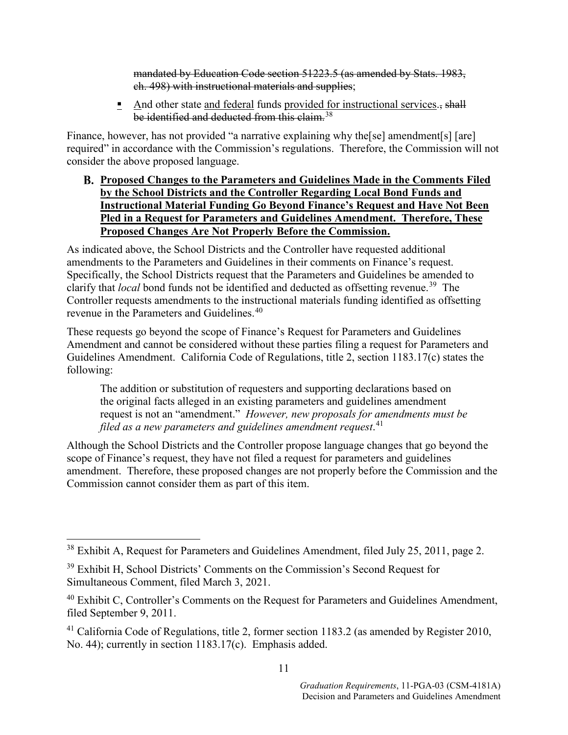mandated by Education Code section 51223.5 (as amended by Stats. 1983, ch. 498) with instructional materials and supplies;

- And other state and federal funds provided for instructional services., shall be identified and deducted from this claim.[38]

Finance, however, has not provided "a narrative explaining why the[se] amendment[s] [are] required" in accordance with the Commission's regulations. Therefore, the Commission will not consider the above proposed language.

### B. Proposed Changes to the Parameters and Guidelines Made in the Comments Filed by the School Districts and the Controller Regarding Local Bond Funds and Instructional Material Funding Go Beyond Finance's Request and Have Not Been Pled in a Request for Parameters and Guidelines Amendment. Therefore, These Proposed Changes Are Not Properly Before the Commission.

As indicated above, the School Districts and the Controller have requested additional amendments to the Parameters and Guidelines in their comments on Finance's request. Specifically, the School Districts request that the Parameters and Guidelines be amended to clarify that *local* bond funds not be identified and deducted as offsetting revenue.[39] The Controller requests amendments to the instructional materials funding identified as offsetting revenue in the Parameters and Guidelines.[40]

These requests go beyond the scope of Finance's Request for Parameters and Guidelines Amendment and cannot be considered without these parties filing a request for Parameters and Guidelines Amendment. California Code of Regulations, title 2, section 1183.17(c) states the following:

> The addition or substitution of requesters and supporting declarations based on the original facts alleged in an existing parameters and guidelines amendment request is not an "amendment." *However, new proposals for amendments must be filed as a new parameters and guidelines amendment request*.[41]

Although the School Districts and the Controller propose language changes that go beyond the scope of Finance's request, they have not filed a request for parameters and guidelines amendment. Therefore, these proposed changes are not properly before the Commission and the Commission cannot consider them as part of this item.

---

[38] Exhibit A, Request for Parameters and Guidelines Amendment, filed July 25, 2011, page 2.

[39] Exhibit H, School Districts' Comments on the Commission's Second Request for Simultaneous Comment, filed March 3, 2021.

[40] Exhibit C, Controller's Comments on the Request for Parameters and Guidelines Amendment, filed September 9, 2011.

[41] California Code of Regulations, title 2, former section 1183.2 (as amended by Register 2010, No. 44); currently in section 1183.17(c). Emphasis added.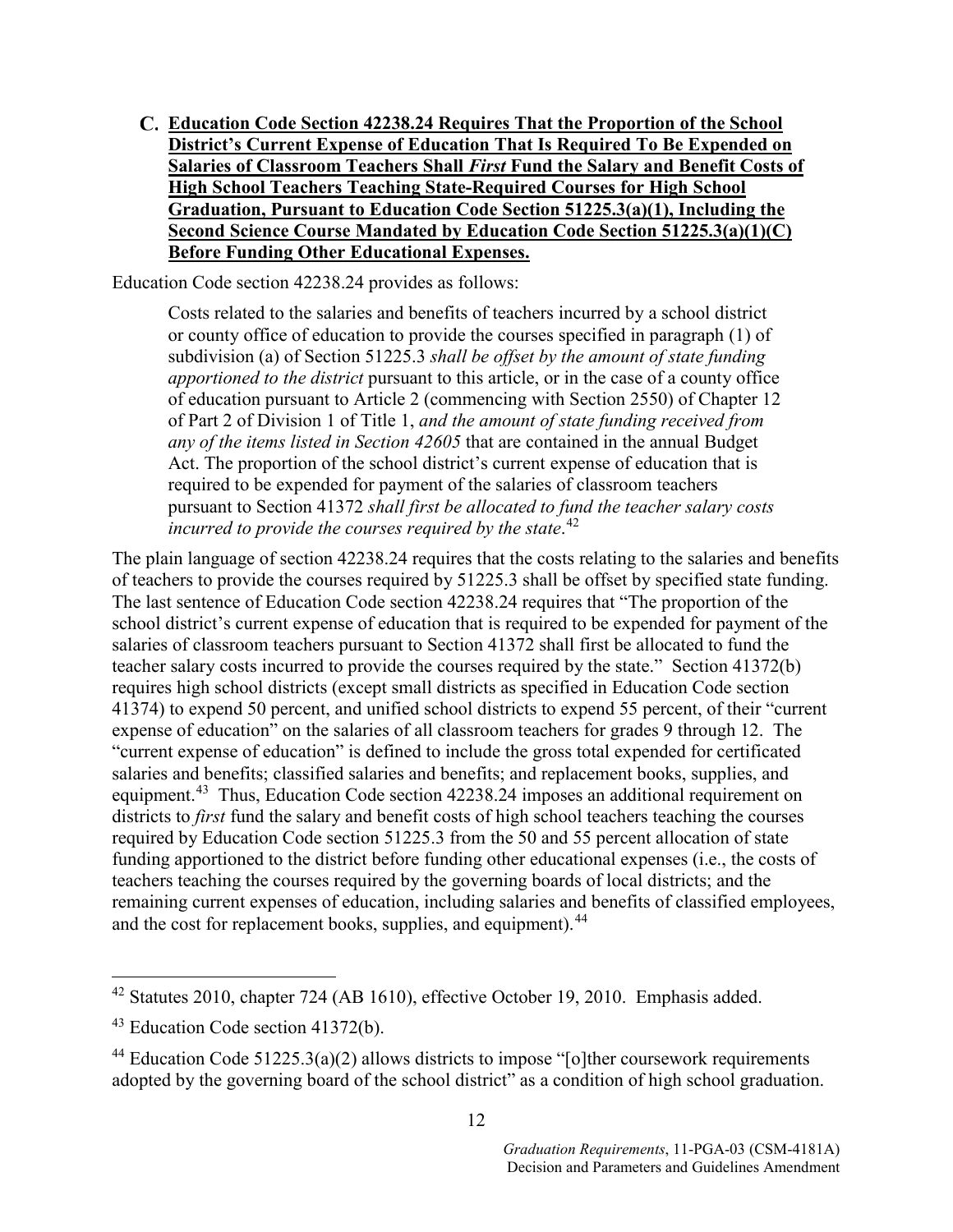### C. Education Code Section 42238.24 Requires That the Proportion of the School District's Current Expense of Education That Is Required To Be Expended on Salaries of Classroom Teachers Shall *First* Fund the Salary and Benefit Costs of High School Teachers Teaching State-Required Courses for High School Graduation, Pursuant to Education Code Section 51225.3(a)(1), Including the Second Science Course Mandated by Education Code Section 51225.3(a)(1)(C) Before Funding Other Educational Expenses.

Education Code section 42238.24 provides as follows:

> Costs related to the salaries and benefits of teachers incurred by a school district or county office of education to provide the courses specified in paragraph (1) of subdivision (a) of Section 51225.3 *shall be offset by the amount of state funding apportioned to the district* pursuant to this article, or in the case of a county office of education pursuant to Article 2 (commencing with Section 2550) of Chapter 12 of Part 2 of Division 1 of Title 1, *and the amount of state funding received from any of the items listed in Section 42605* that are contained in the annual Budget Act. The proportion of the school district's current expense of education that is required to be expended for payment of the salaries of classroom teachers pursuant to Section 41372 *shall first be allocated to fund the teacher salary costs incurred to provide the courses required by the state*.[42]

The plain language of section 42238.24 requires that the costs relating to the salaries and benefits of teachers to provide the courses required by 51225.3 shall be offset by specified state funding. The last sentence of Education Code section 42238.24 requires that "The proportion of the school district's current expense of education that is required to be expended for payment of the salaries of classroom teachers pursuant to Section 41372 shall first be allocated to fund the teacher salary costs incurred to provide the courses required by the state." Section 41372(b) requires high school districts (except small districts as specified in Education Code section 41374) to expend 50 percent, and unified school districts to expend 55 percent, of their "current expense of education" on the salaries of all classroom teachers for grades 9 through 12. The "current expense of education" is defined to include the gross total expended for certificated salaries and benefits; classified salaries and benefits; and replacement books, supplies, and equipment.[43] Thus, Education Code section 42238.24 imposes an additional requirement on districts to *first* fund the salary and benefit costs of high school teachers teaching the courses required by Education Code section 51225.3 from the 50 and 55 percent allocation of state funding apportioned to the district before funding other educational expenses (i.e., the costs of teachers teaching the courses required by the governing boards of local districts; and the remaining current expenses of education, including salaries and benefits of classified employees, and the cost for replacement books, supplies, and equipment).[44]

---

[42] Statutes 2010, chapter 724 (AB 1610), effective October 19, 2010. Emphasis added.

[43] Education Code section 41372(b).

[44] Education Code 51225.3(a)(2) allows districts to impose "[o]ther coursework requirements adopted by the governing board of the school district" as a condition of high school graduation.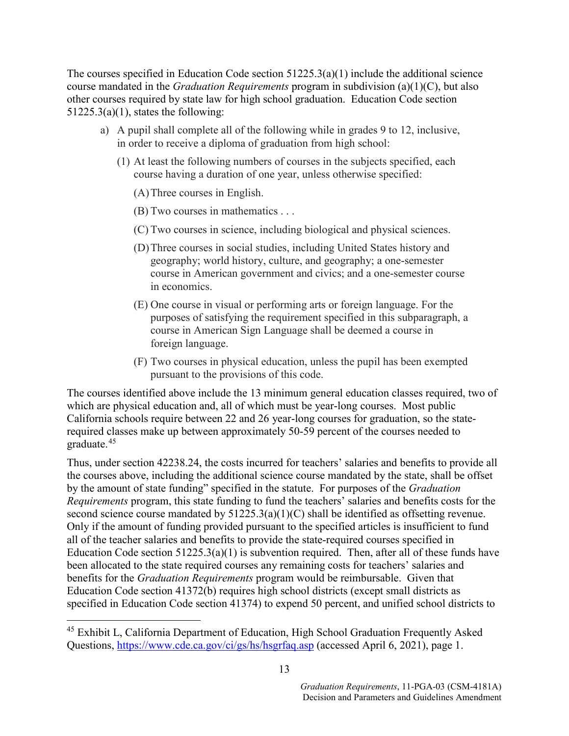The courses specified in Education Code section 51225.3(a)(1) include the additional science course mandated in the *Graduation Requirements* program in subdivision (a)(1)(C), but also other courses required by state law for high school graduation. Education Code section 51225.3(a)(1), states the following:

> a) A pupil shall complete all of the following while in grades 9 to 12, inclusive, in order to receive a diploma of graduation from high school:
>
> (1) At least the following numbers of courses in the subjects specified, each course having a duration of one year, unless otherwise specified:
>
> (A) Three courses in English.
>
> (B) Two courses in mathematics . . .
>
> (C) Two courses in science, including biological and physical sciences.
>
> (D) Three courses in social studies, including United States history and geography; world history, culture, and geography; a one-semester course in American government and civics; and a one-semester course in economics.
>
> (E) One course in visual or performing arts or foreign language. For the purposes of satisfying the requirement specified in this subparagraph, a course in American Sign Language shall be deemed a course in foreign language.
>
> (F) Two courses in physical education, unless the pupil has been exempted pursuant to the provisions of this code.

The courses identified above include the 13 minimum general education classes required, two of which are physical education and, all of which must be year-long courses. Most public California schools require between 22 and 26 year-long courses for graduation, so the state-required classes make up between approximately 50-59 percent of the courses needed to graduate.[45]

Thus, under section 42238.24, the costs incurred for teachers' salaries and benefits to provide all the courses above, including the additional science course mandated by the state, shall be offset by the amount of state funding" specified in the statute. For purposes of the *Graduation Requirements* program, this state funding to fund the teachers' salaries and benefits costs for the second science course mandated by 51225.3(a)(1)(C) shall be identified as offsetting revenue. Only if the amount of funding provided pursuant to the specified articles is insufficient to fund all of the teacher salaries and benefits to provide the state-required courses specified in Education Code section 51225.3(a)(1) is subvention required. Then, after all of these funds have been allocated to the state required courses any remaining costs for teachers' salaries and benefits for the *Graduation Requirements* program would be reimbursable. Given that Education Code section 41372(b) requires high school districts (except small districts as specified in Education Code section 41374) to expend 50 percent, and unified school districts to

---

[45] Exhibit L, California Department of Education, High School Graduation Frequently Asked Questions, https://www.cde.ca.gov/ci/gs/hs/hsgrfaq.asp (accessed April 6, 2021), page 1.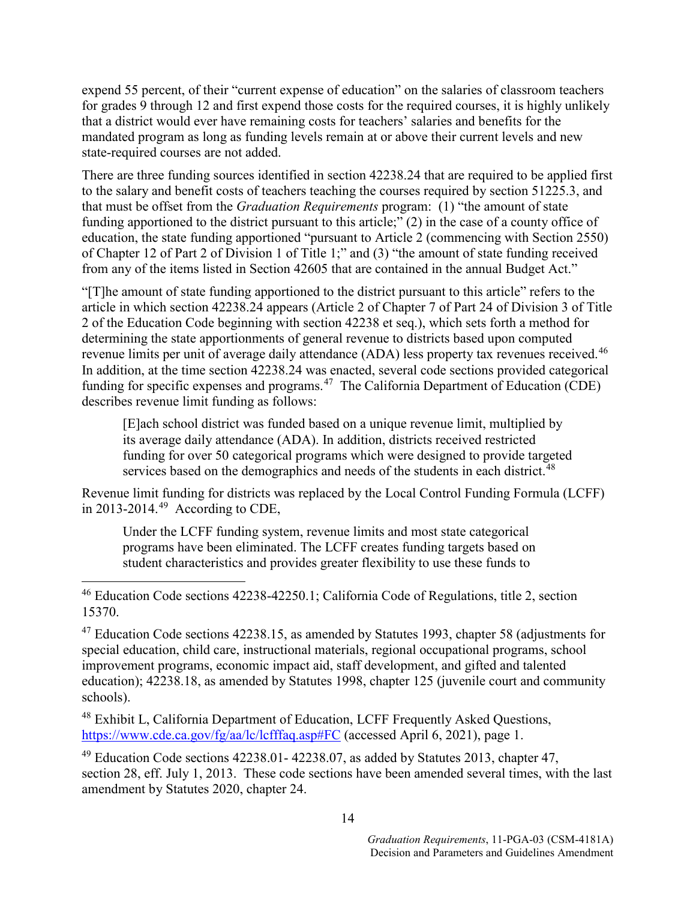expend 55 percent, of their "current expense of education" on the salaries of classroom teachers for grades 9 through 12 and first expend those costs for the required courses, it is highly unlikely that a district would ever have remaining costs for teachers' salaries and benefits for the mandated program as long as funding levels remain at or above their current levels and new state-required courses are not added.

There are three funding sources identified in section 42238.24 that are required to be applied first to the salary and benefit costs of teachers teaching the courses required by section 51225.3, and that must be offset from the *Graduation Requirements* program: (1) "the amount of state funding apportioned to the district pursuant to this article;" (2) in the case of a county office of education, the state funding apportioned "pursuant to Article 2 (commencing with Section 2550) of Chapter 12 of Part 2 of Division 1 of Title 1;" and (3) "the amount of state funding received from any of the items listed in Section 42605 that are contained in the annual Budget Act."

"[T]he amount of state funding apportioned to the district pursuant to this article" refers to the article in which section 42238.24 appears (Article 2 of Chapter 7 of Part 24 of Division 3 of Title 2 of the Education Code beginning with section 42238 et seq.), which sets forth a method for determining the state apportionments of general revenue to districts based upon computed revenue limits per unit of average daily attendance (ADA) less property tax revenues received.[46] In addition, at the time section 42238.24 was enacted, several code sections provided categorical funding for specific expenses and programs.[47] The California Department of Education (CDE) describes revenue limit funding as follows:

> [E]ach school district was funded based on a unique revenue limit, multiplied by its average daily attendance (ADA). In addition, districts received restricted funding for over 50 categorical programs which were designed to provide targeted services based on the demographics and needs of the students in each district.[48]

Revenue limit funding for districts was replaced by the Local Control Funding Formula (LCFF) in 2013-2014.[49] According to CDE,

> Under the LCFF funding system, revenue limits and most state categorical programs have been eliminated. The LCFF creates funding targets based on student characteristics and provides greater flexibility to use these funds to

---

[46] Education Code sections 42238-42250.1; California Code of Regulations, title 2, section 15370.

[47] Education Code sections 42238.15, as amended by Statutes 1993, chapter 58 (adjustments for special education, child care, instructional materials, regional occupational programs, school improvement programs, economic impact aid, staff development, and gifted and talented education); 42238.18, as amended by Statutes 1998, chapter 125 (juvenile court and community schools).

[48] Exhibit L, California Department of Education, LCFF Frequently Asked Questions, https://www.cde.ca.gov/fg/aa/lc/lcfffaq.asp#FC (accessed April 6, 2021), page 1.

[49] Education Code sections 42238.01- 42238.07, as added by Statutes 2013, chapter 47, section 28, eff. July 1, 2013. These code sections have been amended several times, with the last amendment by Statutes 2020, chapter 24.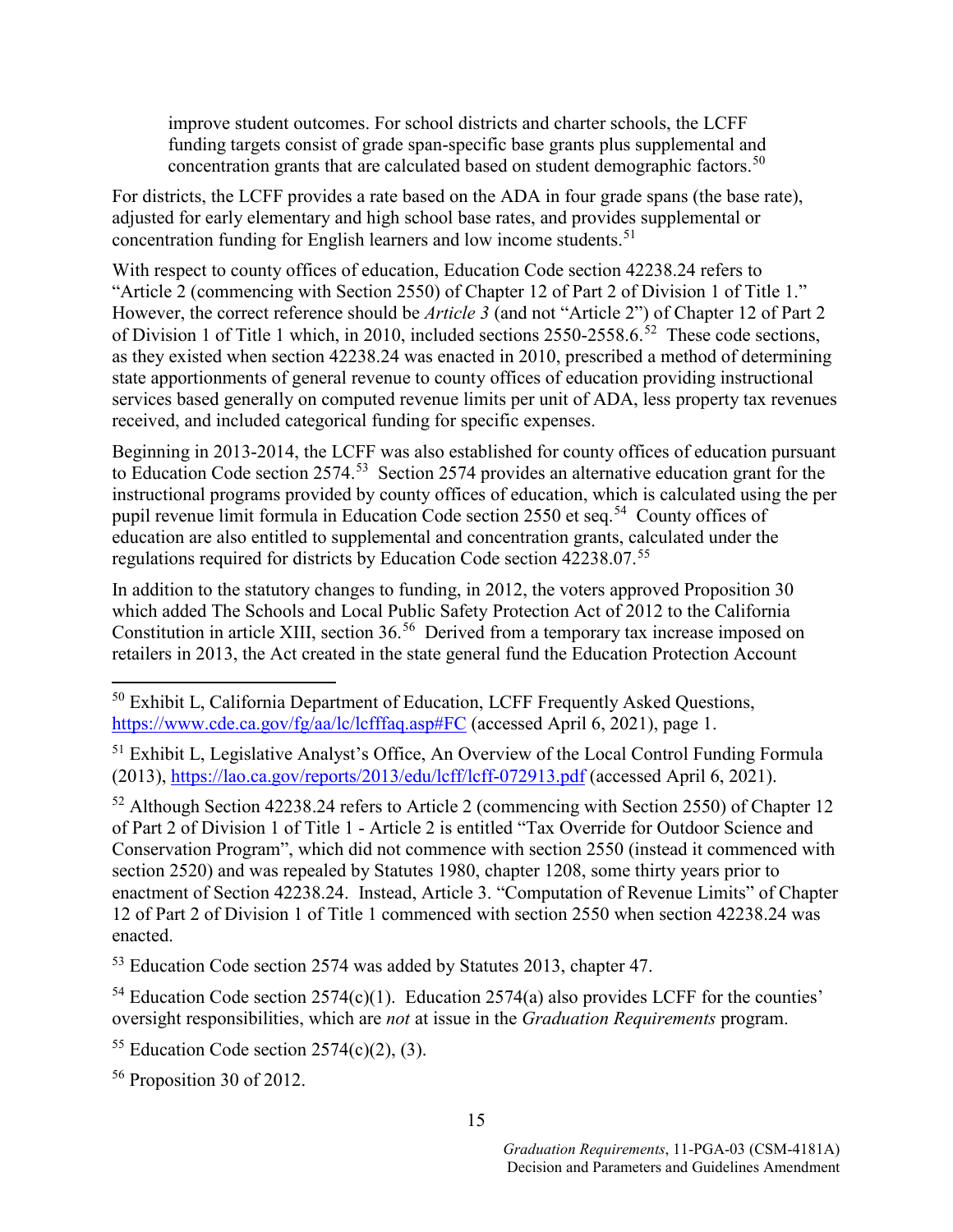> improve student outcomes. For school districts and charter schools, the LCFF funding targets consist of grade span-specific base grants plus supplemental and concentration grants that are calculated based on student demographic factors.[50]

For districts, the LCFF provides a rate based on the ADA in four grade spans (the base rate), adjusted for early elementary and high school base rates, and provides supplemental or concentration funding for English learners and low income students.[51]

With respect to county offices of education, Education Code section 42238.24 refers to "Article 2 (commencing with Section 2550) of Chapter 12 of Part 2 of Division 1 of Title 1." However, the correct reference should be *Article 3* (and not "Article 2") of Chapter 12 of Part 2 of Division 1 of Title 1 which, in 2010, included sections 2550-2558.6.[52] These code sections, as they existed when section 42238.24 was enacted in 2010, prescribed a method of determining state apportionments of general revenue to county offices of education providing instructional services based generally on computed revenue limits per unit of ADA, less property tax revenues received, and included categorical funding for specific expenses.

Beginning in 2013-2014, the LCFF was also established for county offices of education pursuant to Education Code section 2574.[53] Section 2574 provides an alternative education grant for the instructional programs provided by county offices of education, which is calculated using the per pupil revenue limit formula in Education Code section 2550 et seq.[54] County offices of education are also entitled to supplemental and concentration grants, calculated under the regulations required for districts by Education Code section 42238.07.[55]

In addition to the statutory changes to funding, in 2012, the voters approved Proposition 30 which added The Schools and Local Public Safety Protection Act of 2012 to the California Constitution in article XIII, section 36.[56] Derived from a temporary tax increase imposed on retailers in 2013, the Act created in the state general fund the Education Protection Account

---

[50] Exhibit L, California Department of Education, LCFF Frequently Asked Questions, https://www.cde.ca.gov/fg/aa/lc/lcfffaq.asp#FC (accessed April 6, 2021), page 1.

[51] Exhibit L, Legislative Analyst's Office, An Overview of the Local Control Funding Formula (2013), https://lao.ca.gov/reports/2013/edu/lcff/lcff-072913.pdf (accessed April 6, 2021).

[52] Although Section 42238.24 refers to Article 2 (commencing with Section 2550) of Chapter 12 of Part 2 of Division 1 of Title 1 - Article 2 is entitled "Tax Override for Outdoor Science and Conservation Program", which did not commence with section 2550 (instead it commenced with section 2520) and was repealed by Statutes 1980, chapter 1208, some thirty years prior to enactment of Section 42238.24. Instead, Article 3. "Computation of Revenue Limits" of Chapter 12 of Part 2 of Division 1 of Title 1 commenced with section 2550 when section 42238.24 was enacted.

[53] Education Code section 2574 was added by Statutes 2013, chapter 47.

[54] Education Code section 2574(c)(1). Education 2574(a) also provides LCFF for the counties' oversight responsibilities, which are *not* at issue in the *Graduation Requirements* program.

[55] Education Code section 2574(c)(2), (3).

[56] Proposition 30 of 2012.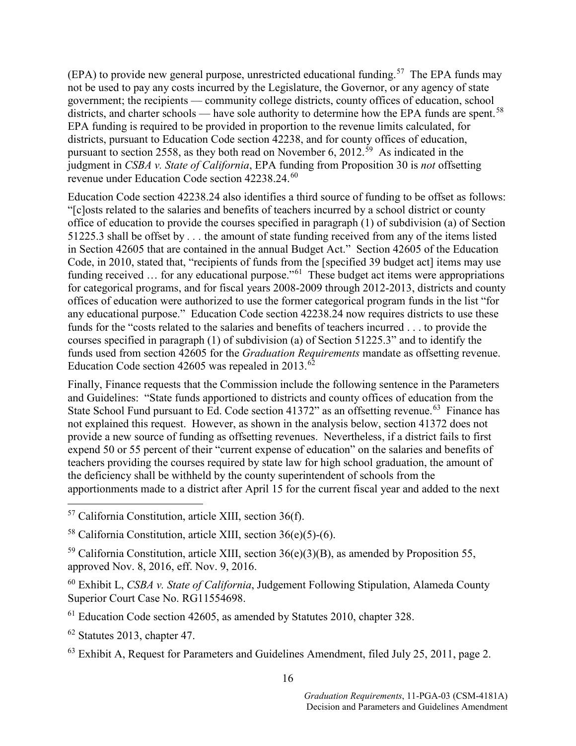(EPA) to provide new general purpose, unrestricted educational funding.[57] The EPA funds may not be used to pay any costs incurred by the Legislature, the Governor, or any agency of state government; the recipients — community college districts, county offices of education, school districts, and charter schools — have sole authority to determine how the EPA funds are spent.[58] EPA funding is required to be provided in proportion to the revenue limits calculated, for districts, pursuant to Education Code section 42238, and for county offices of education, pursuant to section 2558, as they both read on November 6, 2012.[59] As indicated in the judgment in *CSBA v. State of California*, EPA funding from Proposition 30 is *not* offsetting revenue under Education Code section 42238.24.[60]

Education Code section 42238.24 also identifies a third source of funding to be offset as follows: "[c]osts related to the salaries and benefits of teachers incurred by a school district or county office of education to provide the courses specified in paragraph (1) of subdivision (a) of Section 51225.3 shall be offset by . . . the amount of state funding received from any of the items listed in Section 42605 that are contained in the annual Budget Act." Section 42605 of the Education Code, in 2010, stated that, "recipients of funds from the [specified 39 budget act] items may use funding received … for any educational purpose."[61] These budget act items were appropriations for categorical programs, and for fiscal years 2008-2009 through 2012-2013, districts and county offices of education were authorized to use the former categorical program funds in the list "for any educational purpose." Education Code section 42238.24 now requires districts to use these funds for the "costs related to the salaries and benefits of teachers incurred . . . to provide the courses specified in paragraph (1) of subdivision (a) of Section 51225.3" and to identify the funds used from section 42605 for the *Graduation Requirements* mandate as offsetting revenue. Education Code section 42605 was repealed in 2013.[62]

Finally, Finance requests that the Commission include the following sentence in the Parameters and Guidelines: "State funds apportioned to districts and county offices of education from the State School Fund pursuant to Ed. Code section 41372" as an offsetting revenue.[63] Finance has not explained this request. However, as shown in the analysis below, section 41372 does not provide a new source of funding as offsetting revenues. Nevertheless, if a district fails to first expend 50 or 55 percent of their "current expense of education" on the salaries and benefits of teachers providing the courses required by state law for high school graduation, the amount of the deficiency shall be withheld by the county superintendent of schools from the apportionments made to a district after April 15 for the current fiscal year and added to the next

---

[57] California Constitution, article XIII, section 36(f).

[58] California Constitution, article XIII, section 36(e)(5)-(6).

[59] California Constitution, article XIII, section 36(e)(3)(B), as amended by Proposition 55, approved Nov. 8, 2016, eff. Nov. 9, 2016.

[60] Exhibit L, *CSBA v. State of California*, Judgement Following Stipulation, Alameda County Superior Court Case No. RG11554698.

[61] Education Code section 42605, as amended by Statutes 2010, chapter 328.

[62] Statutes 2013, chapter 47.

[63] Exhibit A, Request for Parameters and Guidelines Amendment, filed July 25, 2011, page 2.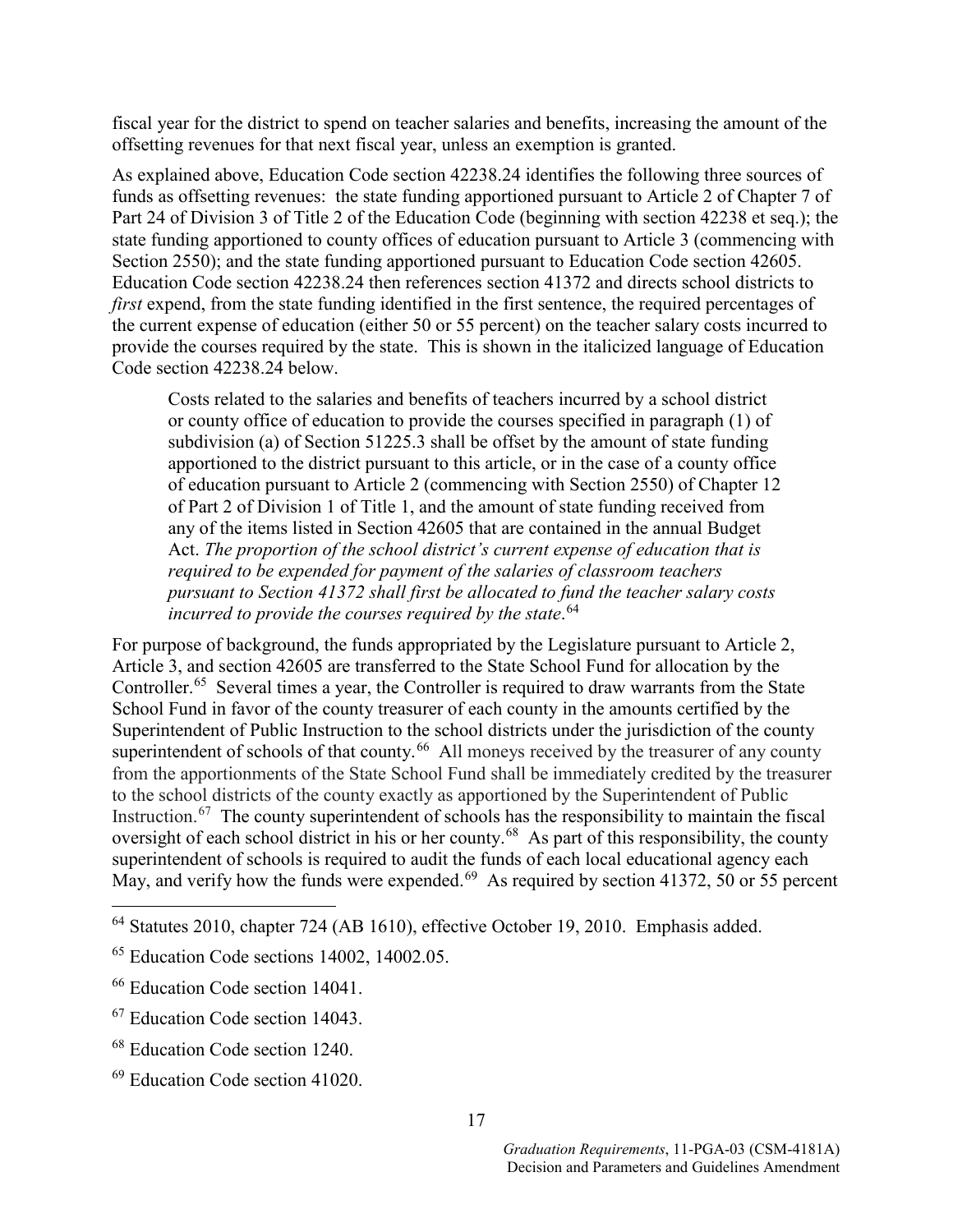fiscal year for the district to spend on teacher salaries and benefits, increasing the amount of the offsetting revenues for that next fiscal year, unless an exemption is granted.

As explained above, Education Code section 42238.24 identifies the following three sources of funds as offsetting revenues: the state funding apportioned pursuant to Article 2 of Chapter 7 of Part 24 of Division 3 of Title 2 of the Education Code (beginning with section 42238 et seq.); the state funding apportioned to county offices of education pursuant to Article 3 (commencing with Section 2550); and the state funding apportioned pursuant to Education Code section 42605. Education Code section 42238.24 then references section 41372 and directs school districts to *first* expend, from the state funding identified in the first sentence, the required percentages of the current expense of education (either 50 or 55 percent) on the teacher salary costs incurred to provide the courses required by the state. This is shown in the italicized language of Education Code section 42238.24 below.

> Costs related to the salaries and benefits of teachers incurred by a school district or county office of education to provide the courses specified in paragraph (1) of subdivision (a) of Section 51225.3 shall be offset by the amount of state funding apportioned to the district pursuant to this article, or in the case of a county office of education pursuant to Article 2 (commencing with Section 2550) of Chapter 12 of Part 2 of Division 1 of Title 1, and the amount of state funding received from any of the items listed in Section 42605 that are contained in the annual Budget Act. *The proportion of the school district's current expense of education that is required to be expended for payment of the salaries of classroom teachers pursuant to Section 41372 shall first be allocated to fund the teacher salary costs incurred to provide the courses required by the state*.[64]

For purpose of background, the funds appropriated by the Legislature pursuant to Article 2, Article 3, and section 42605 are transferred to the State School Fund for allocation by the Controller.[65] Several times a year, the Controller is required to draw warrants from the State School Fund in favor of the county treasurer of each county in the amounts certified by the Superintendent of Public Instruction to the school districts under the jurisdiction of the county superintendent of schools of that county.[66] All moneys received by the treasurer of any county from the apportionments of the State School Fund shall be immediately credited by the treasurer to the school districts of the county exactly as apportioned by the Superintendent of Public Instruction.[67] The county superintendent of schools has the responsibility to maintain the fiscal oversight of each school district in his or her county.[68] As part of this responsibility, the county superintendent of schools is required to audit the funds of each local educational agency each May, and verify how the funds were expended.[69] As required by section 41372, 50 or 55 percent

---

[64] Statutes 2010, chapter 724 (AB 1610), effective October 19, 2010. Emphasis added.

[65] Education Code sections 14002, 14002.05.

[66] Education Code section 14041.

[67] Education Code section 14043.

[68] Education Code section 1240.

[69] Education Code section 41020.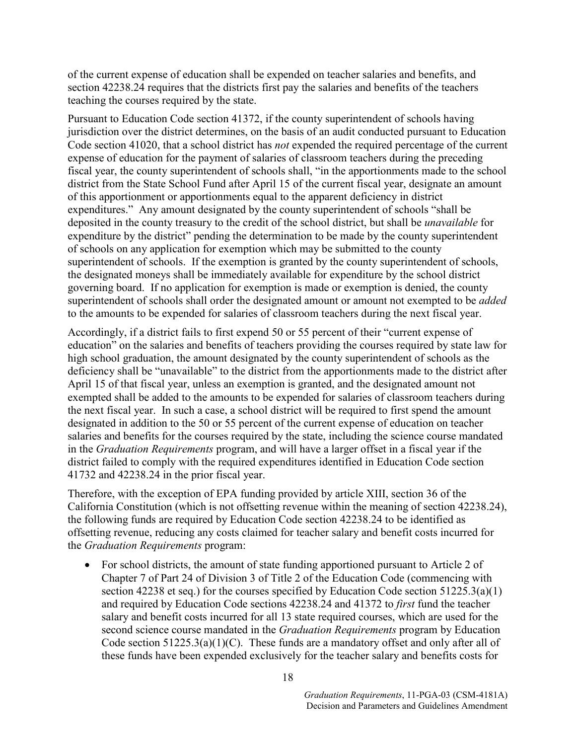of the current expense of education shall be expended on teacher salaries and benefits, and section 42238.24 requires that the districts first pay the salaries and benefits of the teachers teaching the courses required by the state.

Pursuant to Education Code section 41372, if the county superintendent of schools having jurisdiction over the district determines, on the basis of an audit conducted pursuant to Education Code section 41020, that a school district has *not* expended the required percentage of the current expense of education for the payment of salaries of classroom teachers during the preceding fiscal year, the county superintendent of schools shall, "in the apportionments made to the school district from the State School Fund after April 15 of the current fiscal year, designate an amount of this apportionment or apportionments equal to the apparent deficiency in district expenditures." Any amount designated by the county superintendent of schools "shall be deposited in the county treasury to the credit of the school district, but shall be *unavailable* for expenditure by the district" pending the determination to be made by the county superintendent of schools on any application for exemption which may be submitted to the county superintendent of schools. If the exemption is granted by the county superintendent of schools, the designated moneys shall be immediately available for expenditure by the school district governing board. If no application for exemption is made or exemption is denied, the county superintendent of schools shall order the designated amount or amount not exempted to be *added* to the amounts to be expended for salaries of classroom teachers during the next fiscal year.

Accordingly, if a district fails to first expend 50 or 55 percent of their "current expense of education" on the salaries and benefits of teachers providing the courses required by state law for high school graduation, the amount designated by the county superintendent of schools as the deficiency shall be "unavailable" to the district from the apportionments made to the district after April 15 of that fiscal year, unless an exemption is granted, and the designated amount not exempted shall be added to the amounts to be expended for salaries of classroom teachers during the next fiscal year. In such a case, a school district will be required to first spend the amount designated in addition to the 50 or 55 percent of the current expense of education on teacher salaries and benefits for the courses required by the state, including the science course mandated in the *Graduation Requirements* program, and will have a larger offset in a fiscal year if the district failed to comply with the required expenditures identified in Education Code section 41732 and 42238.24 in the prior fiscal year.

Therefore, with the exception of EPA funding provided by article XIII, section 36 of the California Constitution (which is not offsetting revenue within the meaning of section 42238.24), the following funds are required by Education Code section 42238.24 to be identified as offsetting revenue, reducing any costs claimed for teacher salary and benefit costs incurred for the *Graduation Requirements* program:

- For school districts, the amount of state funding apportioned pursuant to Article 2 of Chapter 7 of Part 24 of Division 3 of Title 2 of the Education Code (commencing with section 42238 et seq.) for the courses specified by Education Code section 51225.3(a)(1) and required by Education Code sections 42238.24 and 41372 to *first* fund the teacher salary and benefit costs incurred for all 13 state required courses, which are used for the second science course mandated in the *Graduation Requirements* program by Education Code section 51225.3(a)(1)(C). These funds are a mandatory offset and only after all of these funds have been expended exclusively for the teacher salary and benefits costs for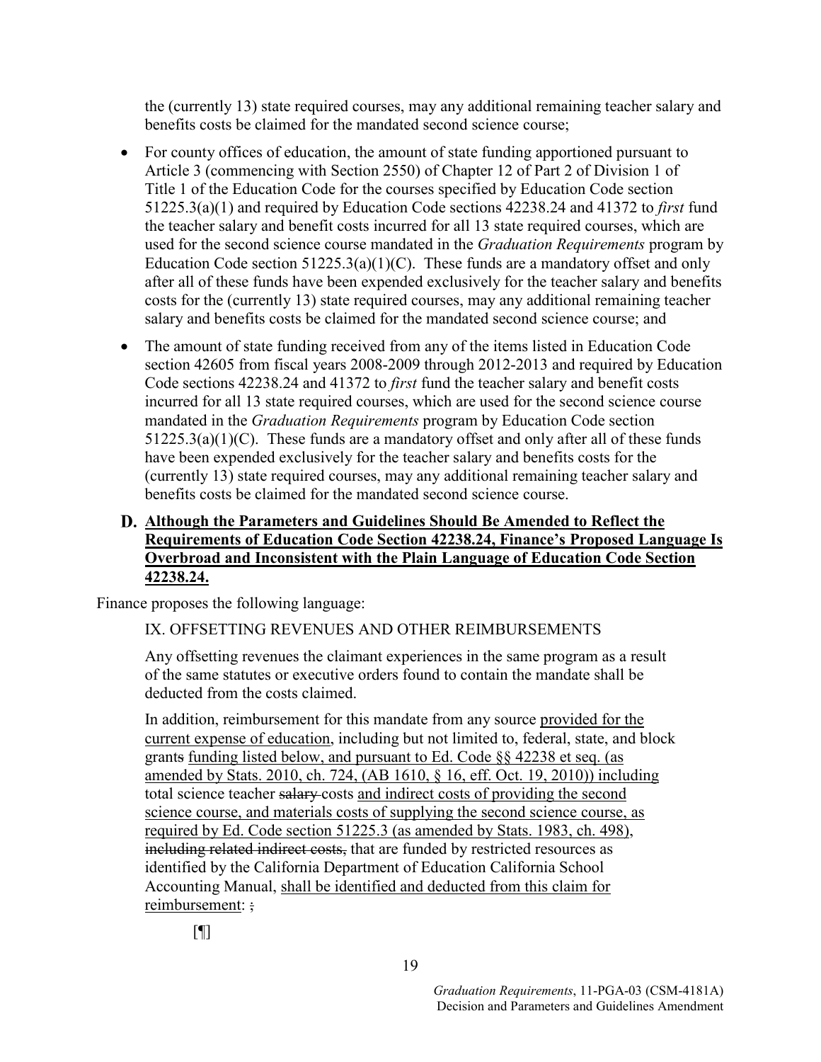the (currently 13) state required courses, may any additional remaining teacher salary and benefits costs be claimed for the mandated second science course;

- For county offices of education, the amount of state funding apportioned pursuant to Article 3 (commencing with Section 2550) of Chapter 12 of Part 2 of Division 1 of Title 1 of the Education Code for the courses specified by Education Code section 51225.3(a)(1) and required by Education Code sections 42238.24 and 41372 to *first* fund the teacher salary and benefit costs incurred for all 13 state required courses, which are used for the second science course mandated in the *Graduation Requirements* program by Education Code section 51225.3(a)(1)(C). These funds are a mandatory offset and only after all of these funds have been expended exclusively for the teacher salary and benefits costs for the (currently 13) state required courses, may any additional remaining teacher salary and benefits costs be claimed for the mandated second science course; and
- The amount of state funding received from any of the items listed in Education Code section 42605 from fiscal years 2008-2009 through 2012-2013 and required by Education Code sections 42238.24 and 41372 to *first* fund the teacher salary and benefit costs incurred for all 13 state required courses, which are used for the second science course mandated in the *Graduation Requirements* program by Education Code section 51225.3(a)(1)(C). These funds are a mandatory offset and only after all of these funds have been expended exclusively for the teacher salary and benefits costs for the (currently 13) state required courses, may any additional remaining teacher salary and benefits costs be claimed for the mandated second science course.

### D. <u>Although the Parameters and Guidelines Should Be Amended to Reflect the Requirements of Education Code Section 42238.24, Finance's Proposed Language Is Overbroad and Inconsistent with the Plain Language of Education Code Section 42238.24.</u>

Finance proposes the following language:

> IX. OFFSETTING REVENUES AND OTHER REIMBURSEMENTS
>
> Any offsetting revenues the claimant experiences in the same program as a result of the same statutes or executive orders found to contain the mandate shall be deducted from the costs claimed.
>
> In addition, reimbursement for this mandate from any source <u>provided for the current expense of education</u>, including but not limited to, federal, state, and block grant~~s~~ <u>funding listed below, and pursuant to Ed. Code §§ 42238 et seq. (as amended by Stats. 2010, ch. 724, (AB 1610, § 16, eff. Oct. 19, 2010)) including</u> total science teacher ~~salary~~ costs <u>and indirect costs of providing the second science course, and materials costs of supplying the second science course, as required by Ed. Code section 51225.3 (as amended by Stats. 1983, ch. 498)</u>, ~~including related indirect costs,~~ that are funded by restricted resources as identified by the California Department of Education California School Accounting Manual, <u>shall be identified and deducted from this claim for reimbursement</u>: ~~;~~
>
> [¶]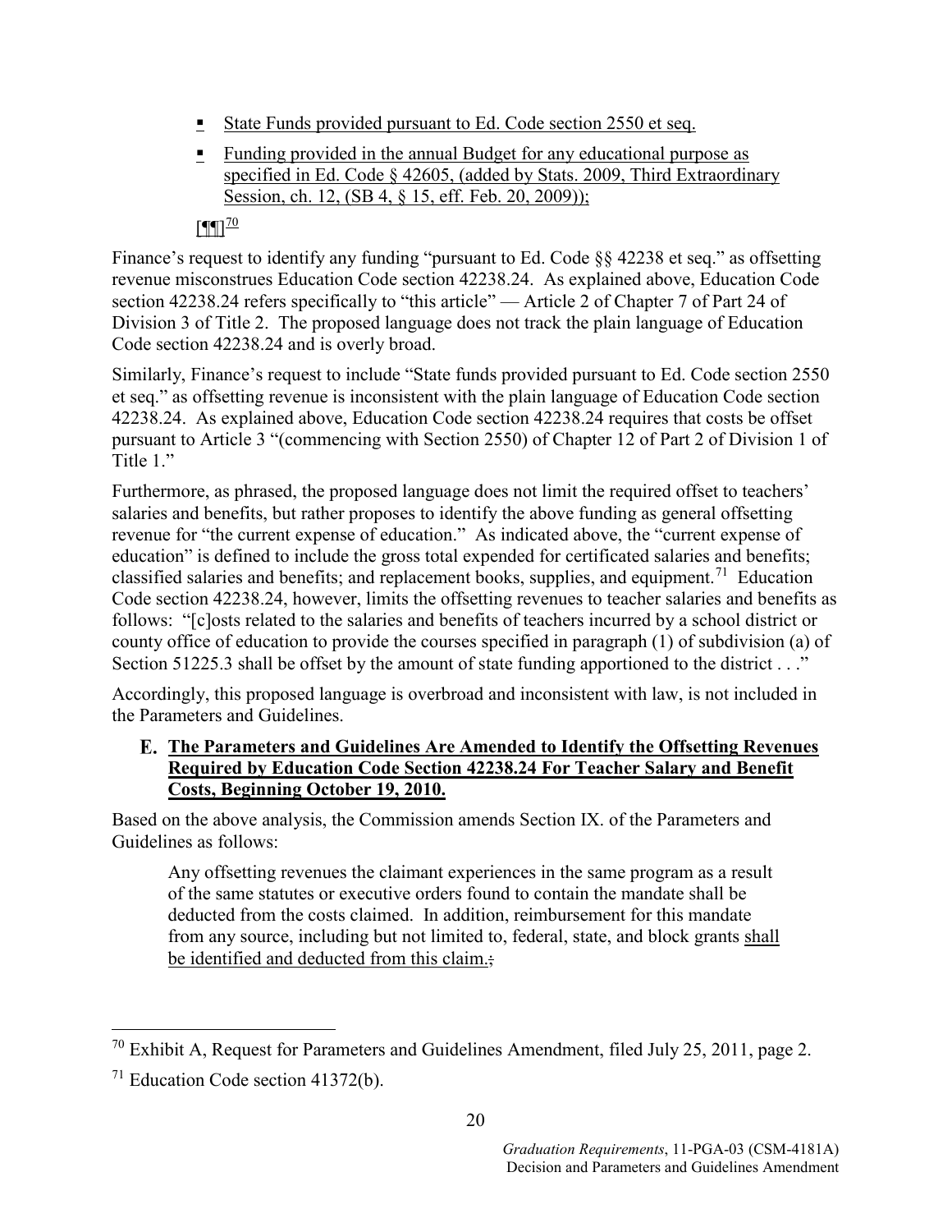- State Funds provided pursuant to Ed. Code section 2550 et seq.
- Funding provided in the annual Budget for any educational purpose as specified in Ed. Code § 42605, (added by Stats. 2009, Third Extraordinary Session, ch. 12, (SB 4, § 15, eff. Feb. 20, 2009));

[¶¶][70]

Finance's request to identify any funding "pursuant to Ed. Code §§ 42238 et seq." as offsetting revenue misconstrues Education Code section 42238.24. As explained above, Education Code section 42238.24 refers specifically to "this article" — Article 2 of Chapter 7 of Part 24 of Division 3 of Title 2. The proposed language does not track the plain language of Education Code section 42238.24 and is overly broad.

Similarly, Finance's request to include "State funds provided pursuant to Ed. Code section 2550 et seq." as offsetting revenue is inconsistent with the plain language of Education Code section 42238.24. As explained above, Education Code section 42238.24 requires that costs be offset pursuant to Article 3 "(commencing with Section 2550) of Chapter 12 of Part 2 of Division 1 of Title 1."

Furthermore, as phrased, the proposed language does not limit the required offset to teachers' salaries and benefits, but rather proposes to identify the above funding as general offsetting revenue for "the current expense of education." As indicated above, the "current expense of education" is defined to include the gross total expended for certificated salaries and benefits; classified salaries and benefits; and replacement books, supplies, and equipment.[71] Education Code section 42238.24, however, limits the offsetting revenues to teacher salaries and benefits as follows: "[c]osts related to the salaries and benefits of teachers incurred by a school district or county office of education to provide the courses specified in paragraph (1) of subdivision (a) of Section 51225.3 shall be offset by the amount of state funding apportioned to the district . . ."

Accordingly, this proposed language is overbroad and inconsistent with law, is not included in the Parameters and Guidelines.

### E. The Parameters and Guidelines Are Amended to Identify the Offsetting Revenues Required by Education Code Section 42238.24 For Teacher Salary and Benefit Costs, Beginning October 19, 2010.

Based on the above analysis, the Commission amends Section IX. of the Parameters and Guidelines as follows:

> Any offsetting revenues the claimant experiences in the same program as a result of the same statutes or executive orders found to contain the mandate shall be deducted from the costs claimed. In addition, reimbursement for this mandate from any source, including but not limited to, federal, state, and block grants shall be identified and deducted from this claim.;

---

[70] Exhibit A, Request for Parameters and Guidelines Amendment, filed July 25, 2011, page 2.

[71] Education Code section 41372(b).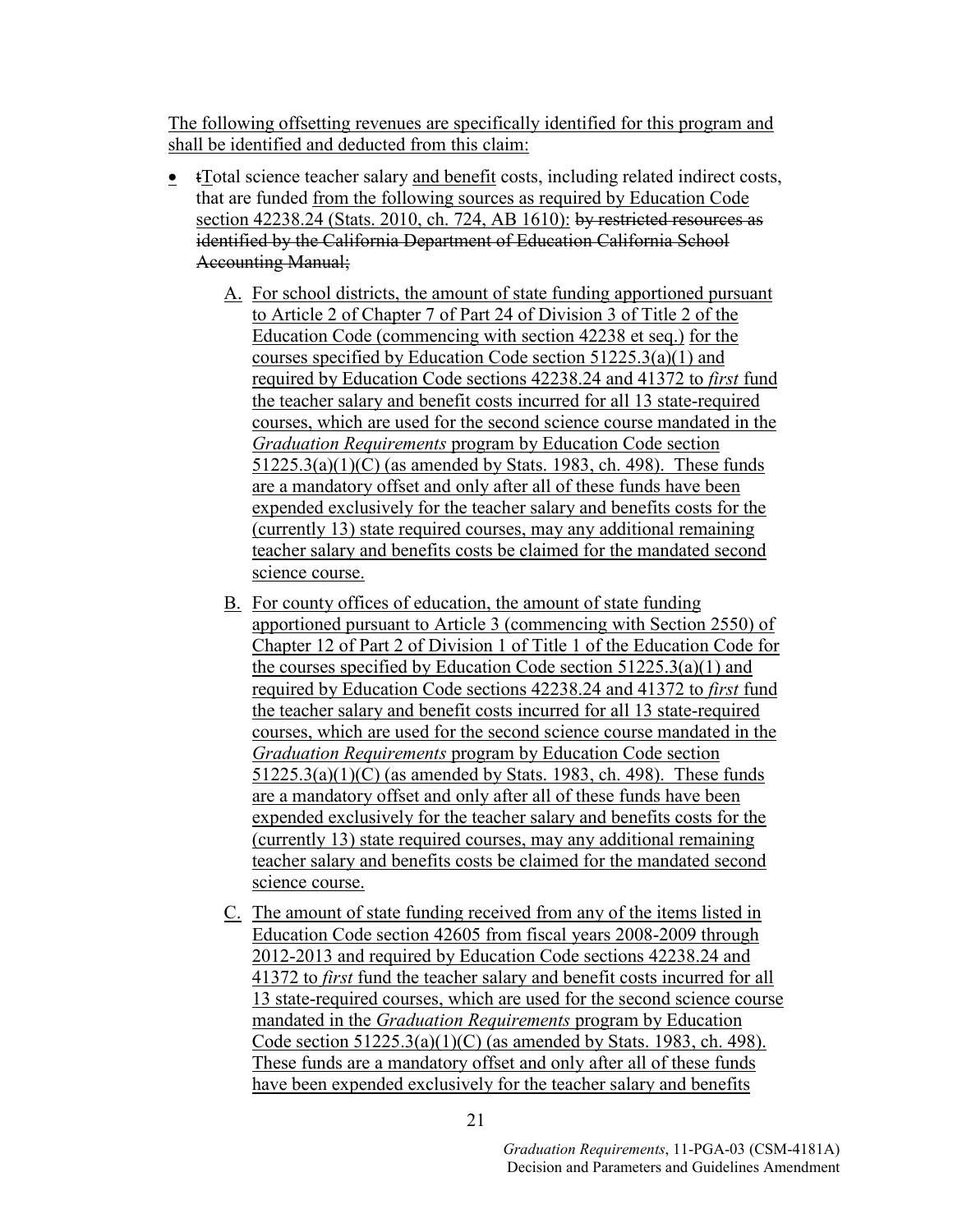The following offsetting revenues are specifically identified for this program and shall be identified and deducted from this claim:

- tTotal science teacher salary and benefit costs, including related indirect costs, that are funded from the following sources as required by Education Code section 42238.24 (Stats. 2010, ch. 724, AB 1610): ~~by restricted resources as identified by the California Department of Education California School Accounting Manual;~~

    A. For school districts, the amount of state funding apportioned pursuant to Article 2 of Chapter 7 of Part 24 of Division 3 of Title 2 of the Education Code (commencing with section 42238 et seq.) for the courses specified by Education Code section 51225.3(a)(1) and required by Education Code sections 42238.24 and 41372 to *first* fund the teacher salary and benefit costs incurred for all 13 state-required courses, which are used for the second science course mandated in the *Graduation Requirements* program by Education Code section 51225.3(a)(1)(C) (as amended by Stats. 1983, ch. 498). These funds are a mandatory offset and only after all of these funds have been expended exclusively for the teacher salary and benefits costs for the (currently 13) state required courses, may any additional remaining teacher salary and benefits costs be claimed for the mandated second science course.

    B. For county offices of education, the amount of state funding apportioned pursuant to Article 3 (commencing with Section 2550) of Chapter 12 of Part 2 of Division 1 of Title 1 of the Education Code for the courses specified by Education Code section 51225.3(a)(1) and required by Education Code sections 42238.24 and 41372 to *first* fund the teacher salary and benefit costs incurred for all 13 state-required courses, which are used for the second science course mandated in the *Graduation Requirements* program by Education Code section 51225.3(a)(1)(C) (as amended by Stats. 1983, ch. 498). These funds are a mandatory offset and only after all of these funds have been expended exclusively for the teacher salary and benefits costs for the (currently 13) state required courses, may any additional remaining teacher salary and benefits costs be claimed for the mandated second science course.

    C. The amount of state funding received from any of the items listed in Education Code section 42605 from fiscal years 2008-2009 through 2012-2013 and required by Education Code sections 42238.24 and 41372 to *first* fund the teacher salary and benefit costs incurred for all 13 state-required courses, which are used for the second science course mandated in the *Graduation Requirements* program by Education Code section 51225.3(a)(1)(C) (as amended by Stats. 1983, ch. 498). These funds are a mandatory offset and only after all of these funds have been expended exclusively for the teacher salary and benefits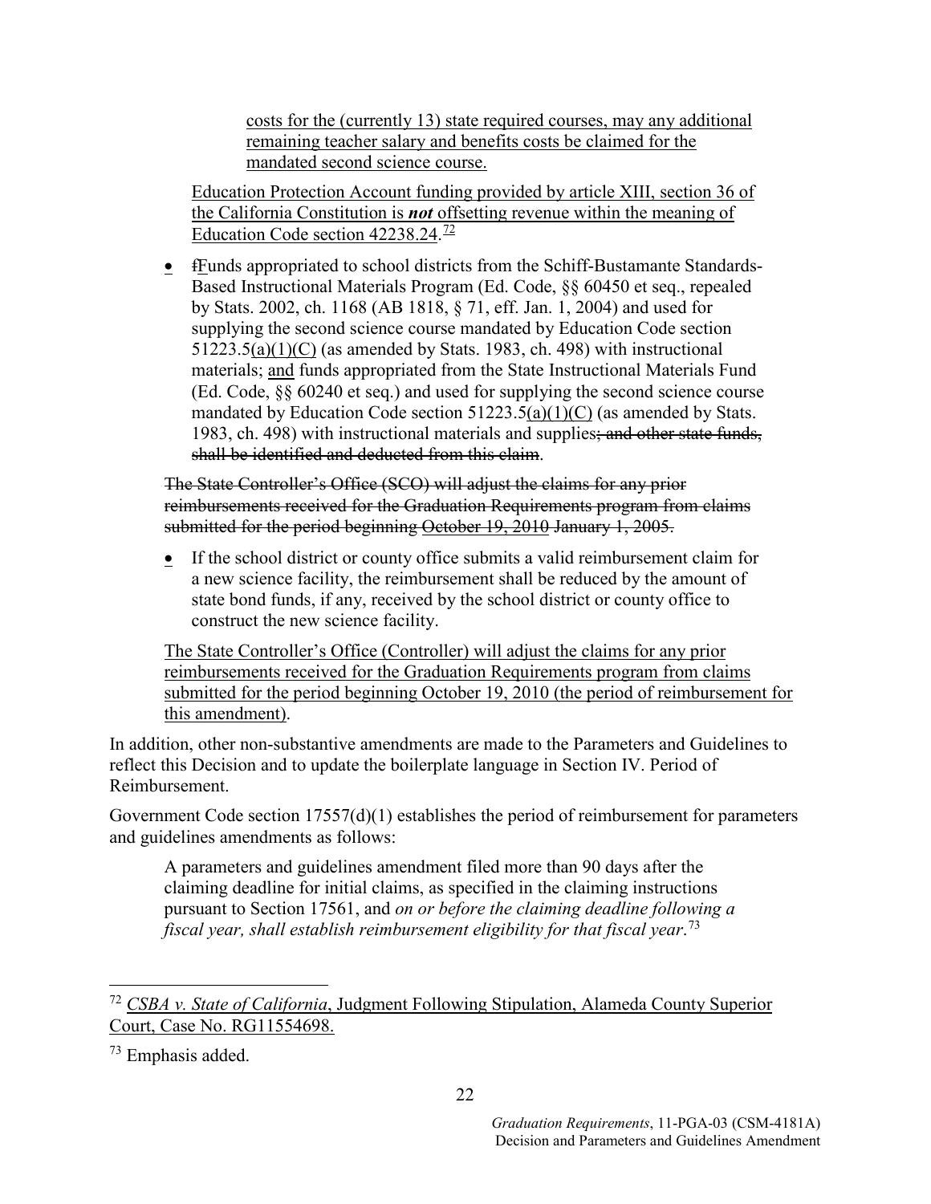costs for the (currently 13) state required courses, may any additional remaining teacher salary and benefits costs be claimed for the mandated second science course.

Education Protection Account funding provided by article XIII, section 36 of the California Constitution is ***not*** offsetting revenue within the meaning of Education Code section 42238.24.[72]

- ~~f~~Funds appropriated to school districts from the Schiff-Bustamante Standards-Based Instructional Materials Program (Ed. Code, §§ 60450 et seq., repealed by Stats. 2002, ch. 1168 (AB 1818, § 71, eff. Jan. 1, 2004) and used for supplying the second science course mandated by Education Code section 51223.5(a)(1)(C) (as amended by Stats. 1983, ch. 498) with instructional materials; and funds appropriated from the State Instructional Materials Fund (Ed. Code, §§ 60240 et seq.) and used for supplying the second science course mandated by Education Code section 51223.5(a)(1)(C) (as amended by Stats. 1983, ch. 498) with instructional materials and supplies~~; and other state funds, shall be identified and deducted from this claim~~.

~~The State Controller's Office (SCO) will adjust the claims for any prior reimbursements received for the Graduation Requirements program from claims submitted for the period beginning October 19, 2010 January 1, 2005.~~

- If the school district or county office submits a valid reimbursement claim for a new science facility, the reimbursement shall be reduced by the amount of state bond funds, if any, received by the school district or county office to construct the new science facility.

The State Controller's Office (Controller) will adjust the claims for any prior reimbursements received for the Graduation Requirements program from claims submitted for the period beginning October 19, 2010 (the period of reimbursement for this amendment).

In addition, other non-substantive amendments are made to the Parameters and Guidelines to reflect this Decision and to update the boilerplate language in Section IV. Period of Reimbursement.

Government Code section 17557(d)(1) establishes the period of reimbursement for parameters and guidelines amendments as follows:

> A parameters and guidelines amendment filed more than 90 days after the claiming deadline for initial claims, as specified in the claiming instructions pursuant to Section 17561, and *on or before the claiming deadline following a fiscal year, shall establish reimbursement eligibility for that fiscal year*.[73]

---

[72] *CSBA v. State of California*, Judgment Following Stipulation, Alameda County Superior Court, Case No. RG11554698.

[73] Emphasis added.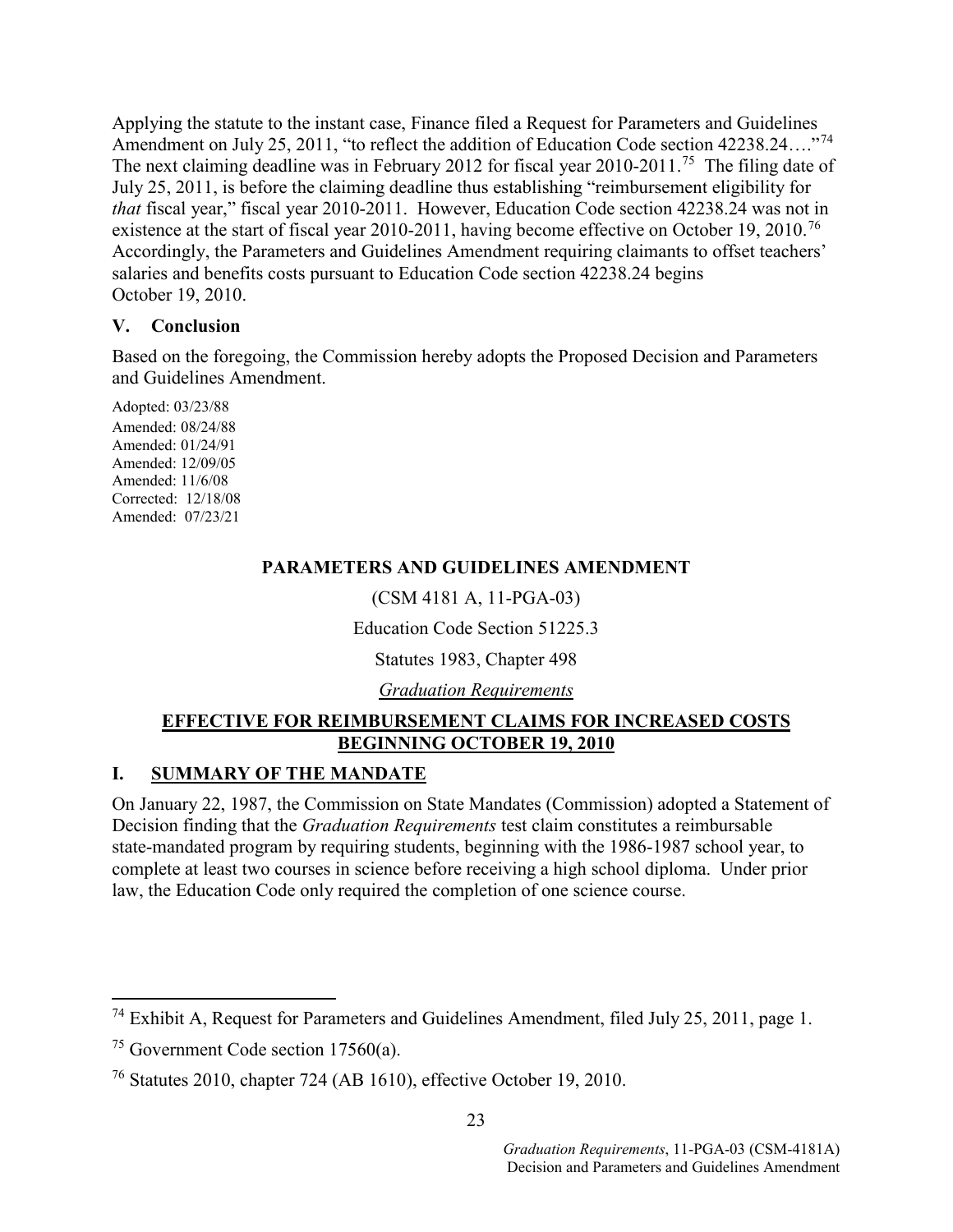Applying the statute to the instant case, Finance filed a Request for Parameters and Guidelines Amendment on July 25, 2011, "to reflect the addition of Education Code section 42238.24…."[74] The next claiming deadline was in February 2012 for fiscal year 2010-2011.[75] The filing date of July 25, 2011, is before the claiming deadline thus establishing "reimbursement eligibility for *that* fiscal year," fiscal year 2010-2011. However, Education Code section 42238.24 was not in existence at the start of fiscal year 2010-2011, having become effective on October 19, 2010.[76] Accordingly, the Parameters and Guidelines Amendment requiring claimants to offset teachers' salaries and benefits costs pursuant to Education Code section 42238.24 begins October 19, 2010.

## V. Conclusion

Based on the foregoing, the Commission hereby adopts the Proposed Decision and Parameters and Guidelines Amendment.

Adopted: 03/23/88
Amended: 08/24/88
Amended: 01/24/91
Amended: 12/09/05
Amended: 11/6/08
Corrected: 12/18/08
Amended: 07/23/21

**PARAMETERS AND GUIDELINES AMENDMENT**

(CSM 4181 A, 11-PGA-03)

Education Code Section 51225.3

Statutes 1983, Chapter 498

*Graduation Requirements*

**EFFECTIVE FOR REIMBURSEMENT CLAIMS FOR INCREASED COSTS BEGINNING OCTOBER 19, 2010**

## I. SUMMARY OF THE MANDATE

On January 22, 1987, the Commission on State Mandates (Commission) adopted a Statement of Decision finding that the *Graduation Requirements* test claim constitutes a reimbursable state-mandated program by requiring students, beginning with the 1986-1987 school year, to complete at least two courses in science before receiving a high school diploma. Under prior law, the Education Code only required the completion of one science course.

---

[74] Exhibit A, Request for Parameters and Guidelines Amendment, filed July 25, 2011, page 1.

[75] Government Code section 17560(a).

[76] Statutes 2010, chapter 724 (AB 1610), effective October 19, 2010.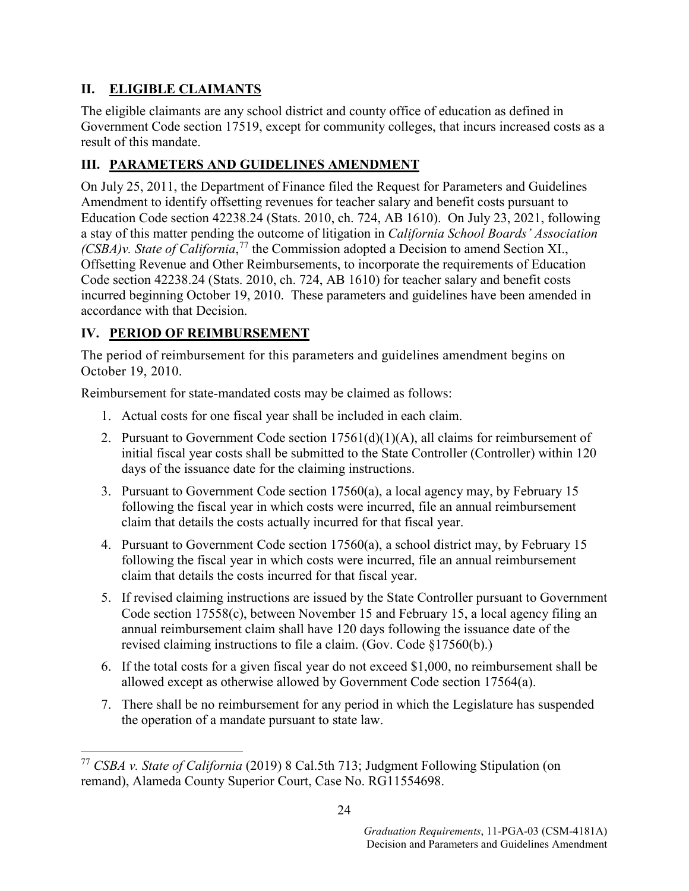## II. ELIGIBLE CLAIMANTS

The eligible claimants are any school district and county office of education as defined in Government Code section 17519, except for community colleges, that incurs increased costs as a result of this mandate.

## III. PARAMETERS AND GUIDELINES AMENDMENT

On July 25, 2011, the Department of Finance filed the Request for Parameters and Guidelines Amendment to identify offsetting revenues for teacher salary and benefit costs pursuant to Education Code section 42238.24 (Stats. 2010, ch. 724, AB 1610). On July 23, 2021, following a stay of this matter pending the outcome of litigation in *California School Boards' Association (CSBA)v. State of California*,[77] the Commission adopted a Decision to amend Section XI., Offsetting Revenue and Other Reimbursements, to incorporate the requirements of Education Code section 42238.24 (Stats. 2010, ch. 724, AB 1610) for teacher salary and benefit costs incurred beginning October 19, 2010. These parameters and guidelines have been amended in accordance with that Decision.

## IV. PERIOD OF REIMBURSEMENT

The period of reimbursement for this parameters and guidelines amendment begins on October 19, 2010.

Reimbursement for state-mandated costs may be claimed as follows:

1. Actual costs for one fiscal year shall be included in each claim.
2. Pursuant to Government Code section 17561(d)(1)(A), all claims for reimbursement of initial fiscal year costs shall be submitted to the State Controller (Controller) within 120 days of the issuance date for the claiming instructions.
3. Pursuant to Government Code section 17560(a), a local agency may, by February 15 following the fiscal year in which costs were incurred, file an annual reimbursement claim that details the costs actually incurred for that fiscal year.
4. Pursuant to Government Code section 17560(a), a school district may, by February 15 following the fiscal year in which costs were incurred, file an annual reimbursement claim that details the costs incurred for that fiscal year.
5. If revised claiming instructions are issued by the State Controller pursuant to Government Code section 17558(c), between November 15 and February 15, a local agency filing an annual reimbursement claim shall have 120 days following the issuance date of the revised claiming instructions to file a claim. (Gov. Code §17560(b).)
6. If the total costs for a given fiscal year do not exceed $1,000, no reimbursement shall be allowed except as otherwise allowed by Government Code section 17564(a).
7. There shall be no reimbursement for any period in which the Legislature has suspended the operation of a mandate pursuant to state law.

---

[77] *CSBA v. State of California* (2019) 8 Cal.5th 713; Judgment Following Stipulation (on remand), Alameda County Superior Court, Case No. RG11554698.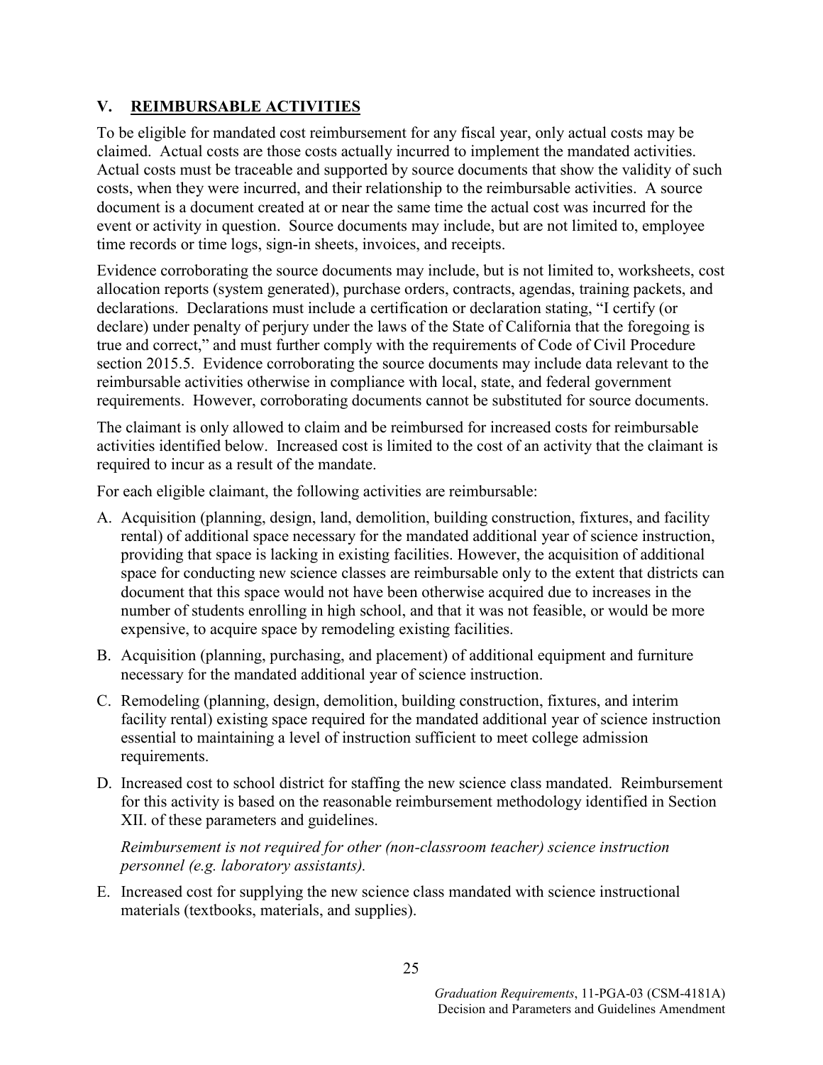## V. **REIMBURSABLE ACTIVITIES**

To be eligible for mandated cost reimbursement for any fiscal year, only actual costs may be claimed. Actual costs are those costs actually incurred to implement the mandated activities. Actual costs must be traceable and supported by source documents that show the validity of such costs, when they were incurred, and their relationship to the reimbursable activities. A source document is a document created at or near the same time the actual cost was incurred for the event or activity in question. Source documents may include, but are not limited to, employee time records or time logs, sign-in sheets, invoices, and receipts.

Evidence corroborating the source documents may include, but is not limited to, worksheets, cost allocation reports (system generated), purchase orders, contracts, agendas, training packets, and declarations. Declarations must include a certification or declaration stating, "I certify (or declare) under penalty of perjury under the laws of the State of California that the foregoing is true and correct," and must further comply with the requirements of Code of Civil Procedure section 2015.5. Evidence corroborating the source documents may include data relevant to the reimbursable activities otherwise in compliance with local, state, and federal government requirements. However, corroborating documents cannot be substituted for source documents.

The claimant is only allowed to claim and be reimbursed for increased costs for reimbursable activities identified below. Increased cost is limited to the cost of an activity that the claimant is required to incur as a result of the mandate.

For each eligible claimant, the following activities are reimbursable:

A. Acquisition (planning, design, land, demolition, building construction, fixtures, and facility rental) of additional space necessary for the mandated additional year of science instruction, providing that space is lacking in existing facilities. However, the acquisition of additional space for conducting new science classes are reimbursable only to the extent that districts can document that this space would not have been otherwise acquired due to increases in the number of students enrolling in high school, and that it was not feasible, or would be more expensive, to acquire space by remodeling existing facilities.

B. Acquisition (planning, purchasing, and placement) of additional equipment and furniture necessary for the mandated additional year of science instruction.

C. Remodeling (planning, design, demolition, building construction, fixtures, and interim facility rental) existing space required for the mandated additional year of science instruction essential to maintaining a level of instruction sufficient to meet college admission requirements.

D. Increased cost to school district for staffing the new science class mandated. Reimbursement for this activity is based on the reasonable reimbursement methodology identified in Section XII. of these parameters and guidelines.

   *Reimbursement is not required for other (non-classroom teacher) science instruction personnel (e.g. laboratory assistants).*

E. Increased cost for supplying the new science class mandated with science instructional materials (textbooks, materials, and supplies).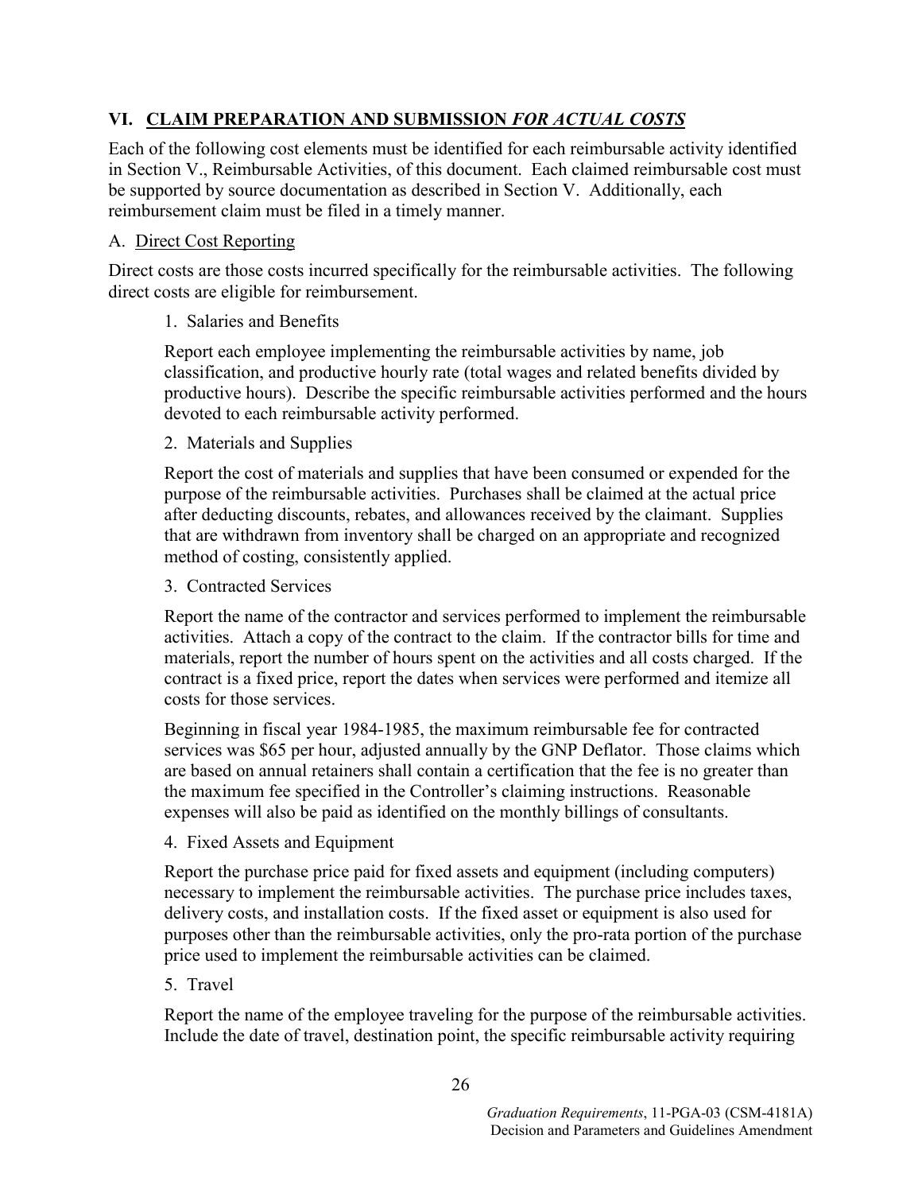## VI. CLAIM PREPARATION AND SUBMISSION *FOR ACTUAL COSTS*

Each of the following cost elements must be identified for each reimbursable activity identified in Section V., Reimbursable Activities, of this document. Each claimed reimbursable cost must be supported by source documentation as described in Section V. Additionally, each reimbursement claim must be filed in a timely manner.

### A. Direct Cost Reporting

Direct costs are those costs incurred specifically for the reimbursable activities. The following direct costs are eligible for reimbursement.

1. Salaries and Benefits

   Report each employee implementing the reimbursable activities by name, job classification, and productive hourly rate (total wages and related benefits divided by productive hours). Describe the specific reimbursable activities performed and the hours devoted to each reimbursable activity performed.

2. Materials and Supplies

   Report the cost of materials and supplies that have been consumed or expended for the purpose of the reimbursable activities. Purchases shall be claimed at the actual price after deducting discounts, rebates, and allowances received by the claimant. Supplies that are withdrawn from inventory shall be charged on an appropriate and recognized method of costing, consistently applied.

3. Contracted Services

   Report the name of the contractor and services performed to implement the reimbursable activities. Attach a copy of the contract to the claim. If the contractor bills for time and materials, report the number of hours spent on the activities and all costs charged. If the contract is a fixed price, report the dates when services were performed and itemize all costs for those services.

   Beginning in fiscal year 1984-1985, the maximum reimbursable fee for contracted services was $65 per hour, adjusted annually by the GNP Deflator. Those claims which are based on annual retainers shall contain a certification that the fee is no greater than the maximum fee specified in the Controller's claiming instructions. Reasonable expenses will also be paid as identified on the monthly billings of consultants.

4. Fixed Assets and Equipment

   Report the purchase price paid for fixed assets and equipment (including computers) necessary to implement the reimbursable activities. The purchase price includes taxes, delivery costs, and installation costs. If the fixed asset or equipment is also used for purposes other than the reimbursable activities, only the pro-rata portion of the purchase price used to implement the reimbursable activities can be claimed.

5. Travel

   Report the name of the employee traveling for the purpose of the reimbursable activities. Include the date of travel, destination point, the specific reimbursable activity requiring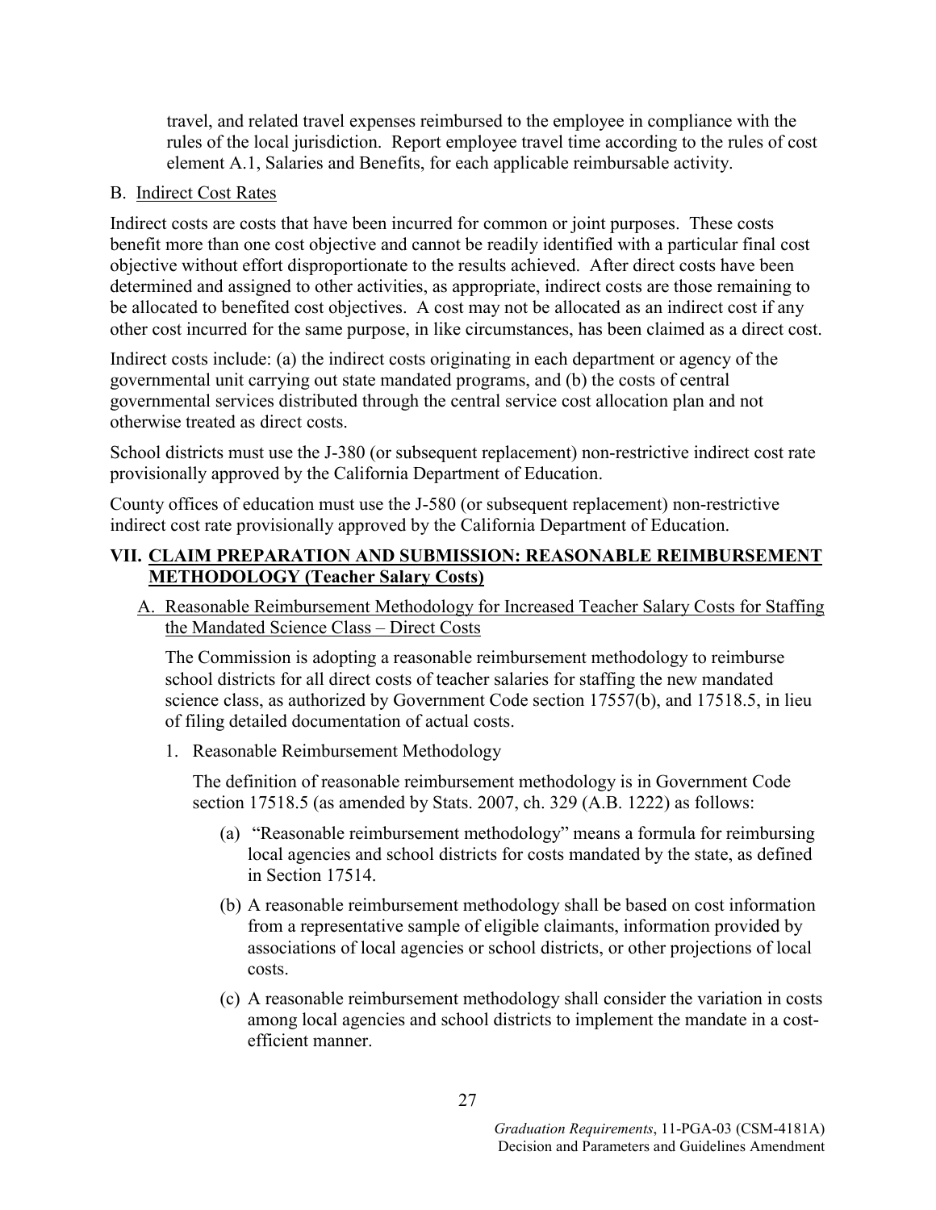travel, and related travel expenses reimbursed to the employee in compliance with the rules of the local jurisdiction. Report employee travel time according to the rules of cost element A.1, Salaries and Benefits, for each applicable reimbursable activity.

B. Indirect Cost Rates

Indirect costs are costs that have been incurred for common or joint purposes. These costs benefit more than one cost objective and cannot be readily identified with a particular final cost objective without effort disproportionate to the results achieved. After direct costs have been determined and assigned to other activities, as appropriate, indirect costs are those remaining to be allocated to benefited cost objectives. A cost may not be allocated as an indirect cost if any other cost incurred for the same purpose, in like circumstances, has been claimed as a direct cost.

Indirect costs include: (a) the indirect costs originating in each department or agency of the governmental unit carrying out state mandated programs, and (b) the costs of central governmental services distributed through the central service cost allocation plan and not otherwise treated as direct costs.

School districts must use the J-380 (or subsequent replacement) non-restrictive indirect cost rate provisionally approved by the California Department of Education.

County offices of education must use the J-580 (or subsequent replacement) non-restrictive indirect cost rate provisionally approved by the California Department of Education.

## VII. CLAIM PREPARATION AND SUBMISSION: REASONABLE REIMBURSEMENT METHODOLOGY (Teacher Salary Costs)

A. Reasonable Reimbursement Methodology for Increased Teacher Salary Costs for Staffing the Mandated Science Class – Direct Costs

The Commission is adopting a reasonable reimbursement methodology to reimburse school districts for all direct costs of teacher salaries for staffing the new mandated science class, as authorized by Government Code section 17557(b), and 17518.5, in lieu of filing detailed documentation of actual costs.

1. Reasonable Reimbursement Methodology

   The definition of reasonable reimbursement methodology is in Government Code section 17518.5 (as amended by Stats. 2007, ch. 329 (A.B. 1222) as follows:

   (a) "Reasonable reimbursement methodology" means a formula for reimbursing local agencies and school districts for costs mandated by the state, as defined in Section 17514.

   (b) A reasonable reimbursement methodology shall be based on cost information from a representative sample of eligible claimants, information provided by associations of local agencies or school districts, or other projections of local costs.

   (c) A reasonable reimbursement methodology shall consider the variation in costs among local agencies and school districts to implement the mandate in a cost-efficient manner.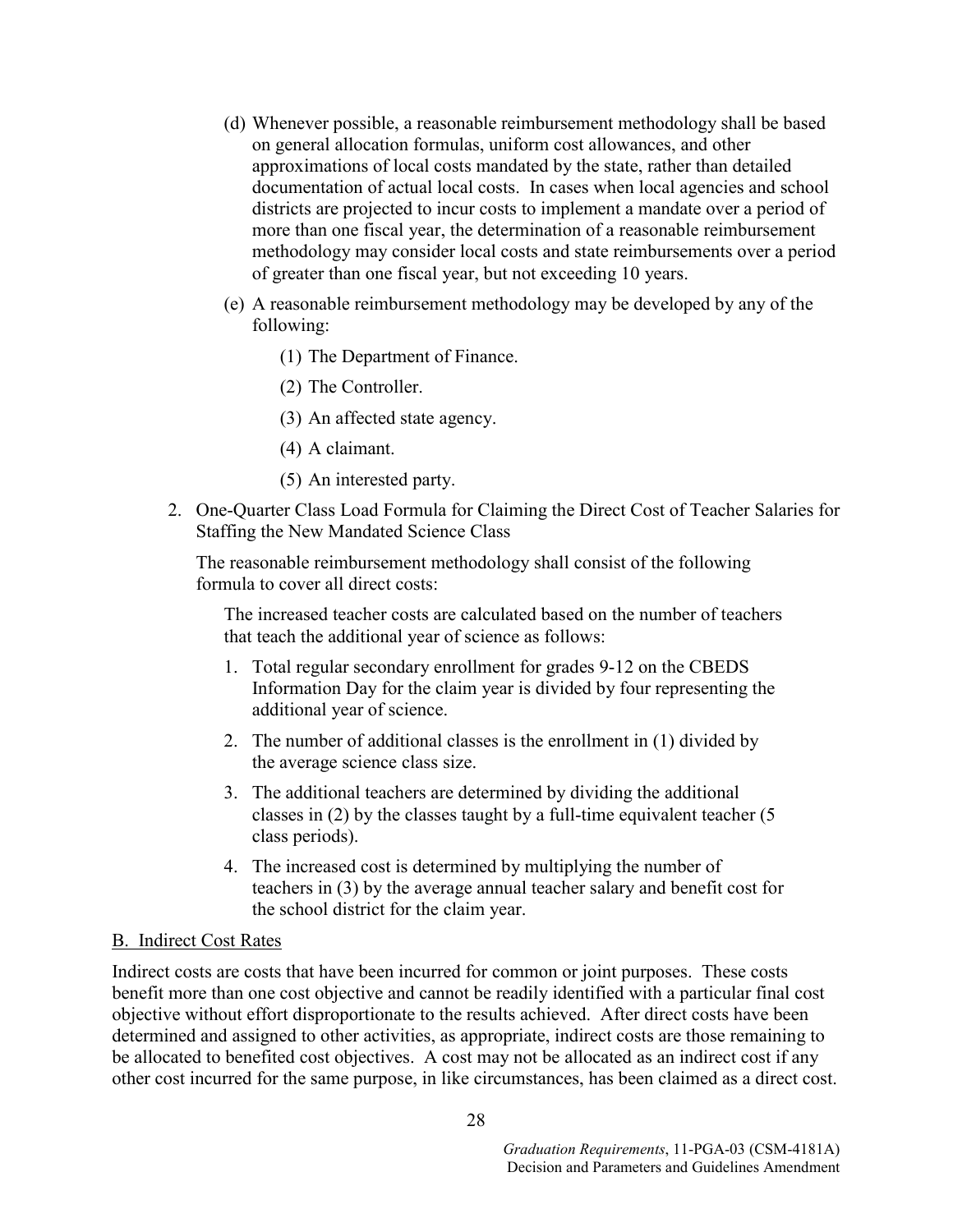(d) Whenever possible, a reasonable reimbursement methodology shall be based on general allocation formulas, uniform cost allowances, and other approximations of local costs mandated by the state, rather than detailed documentation of actual local costs. In cases when local agencies and school districts are projected to incur costs to implement a mandate over a period of more than one fiscal year, the determination of a reasonable reimbursement methodology may consider local costs and state reimbursements over a period of greater than one fiscal year, but not exceeding 10 years.

(e) A reasonable reimbursement methodology may be developed by any of the following:

> (1) The Department of Finance.
>
> (2) The Controller.
>
> (3) An affected state agency.
>
> (4) A claimant.
>
> (5) An interested party.

2. One-Quarter Class Load Formula for Claiming the Direct Cost of Teacher Salaries for Staffing the New Mandated Science Class

   The reasonable reimbursement methodology shall consist of the following formula to cover all direct costs:

   The increased teacher costs are calculated based on the number of teachers that teach the additional year of science as follows:

   1. Total regular secondary enrollment for grades 9-12 on the CBEDS Information Day for the claim year is divided by four representing the additional year of science.
   2. The number of additional classes is the enrollment in (1) divided by the average science class size.
   3. The additional teachers are determined by dividing the additional classes in (2) by the classes taught by a full-time equivalent teacher (5 class periods).
   4. The increased cost is determined by multiplying the number of teachers in (3) by the average annual teacher salary and benefit cost for the school district for the claim year.

## B. Indirect Cost Rates

Indirect costs are costs that have been incurred for common or joint purposes. These costs benefit more than one cost objective and cannot be readily identified with a particular final cost objective without effort disproportionate to the results achieved. After direct costs have been determined and assigned to other activities, as appropriate, indirect costs are those remaining to be allocated to benefited cost objectives. A cost may not be allocated as an indirect cost if any other cost incurred for the same purpose, in like circumstances, has been claimed as a direct cost.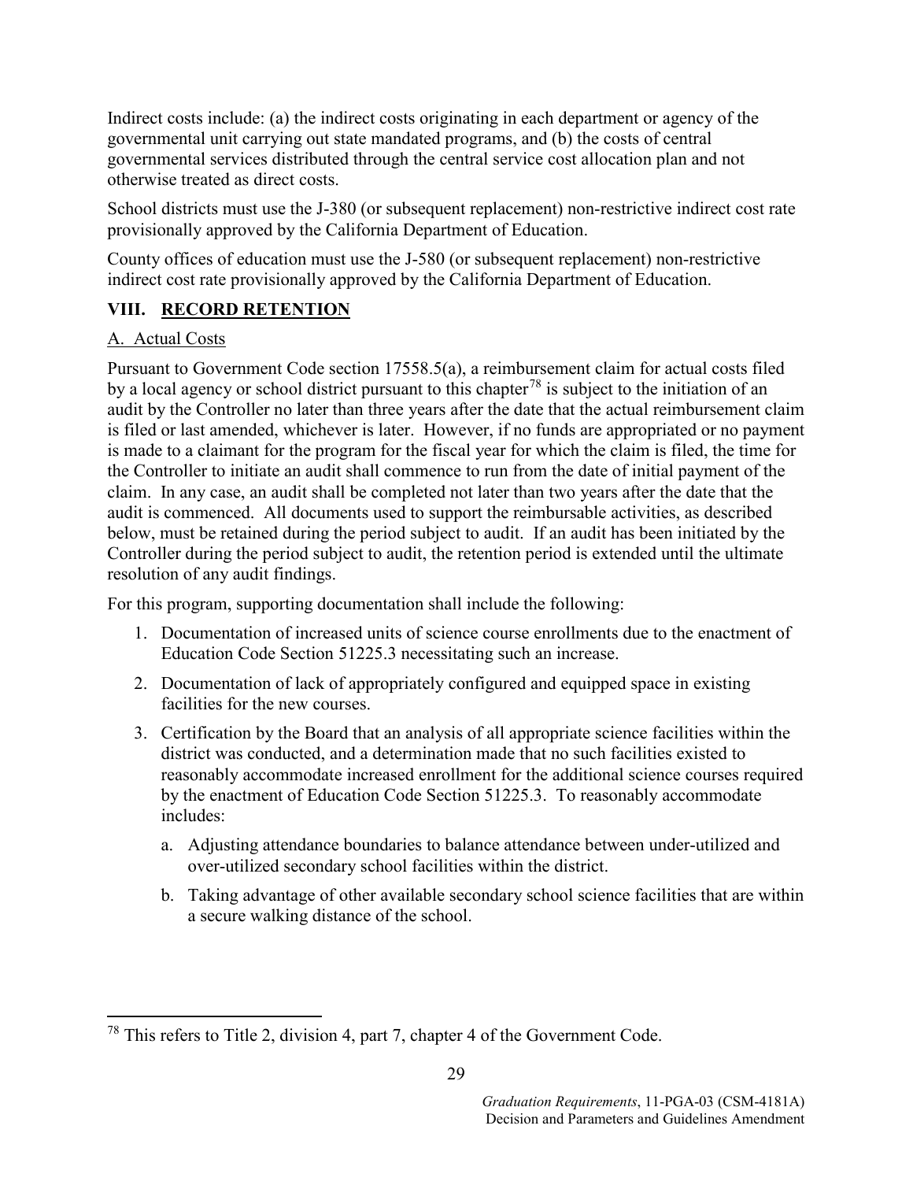Indirect costs include: (a) the indirect costs originating in each department or agency of the governmental unit carrying out state mandated programs, and (b) the costs of central governmental services distributed through the central service cost allocation plan and not otherwise treated as direct costs.

School districts must use the J-380 (or subsequent replacement) non-restrictive indirect cost rate provisionally approved by the California Department of Education.

County offices of education must use the J-580 (or subsequent replacement) non-restrictive indirect cost rate provisionally approved by the California Department of Education.

## VIII. RECORD RETENTION

### A. Actual Costs

Pursuant to Government Code section 17558.5(a), a reimbursement claim for actual costs filed by a local agency or school district pursuant to this chapter[78] is subject to the initiation of an audit by the Controller no later than three years after the date that the actual reimbursement claim is filed or last amended, whichever is later. However, if no funds are appropriated or no payment is made to a claimant for the program for the fiscal year for which the claim is filed, the time for the Controller to initiate an audit shall commence to run from the date of initial payment of the claim. In any case, an audit shall be completed not later than two years after the date that the audit is commenced. All documents used to support the reimbursable activities, as described below, must be retained during the period subject to audit. If an audit has been initiated by the Controller during the period subject to audit, the retention period is extended until the ultimate resolution of any audit findings.

For this program, supporting documentation shall include the following:

1. Documentation of increased units of science course enrollments due to the enactment of Education Code Section 51225.3 necessitating such an increase.
2. Documentation of lack of appropriately configured and equipped space in existing facilities for the new courses.
3. Certification by the Board that an analysis of all appropriate science facilities within the district was conducted, and a determination made that no such facilities existed to reasonably accommodate increased enrollment for the additional science courses required by the enactment of Education Code Section 51225.3. To reasonably accommodate includes:
   a. Adjusting attendance boundaries to balance attendance between under-utilized and over-utilized secondary school facilities within the district.
   b. Taking advantage of other available secondary school science facilities that are within a secure walking distance of the school.

[78] This refers to Title 2, division 4, part 7, chapter 4 of the Government Code.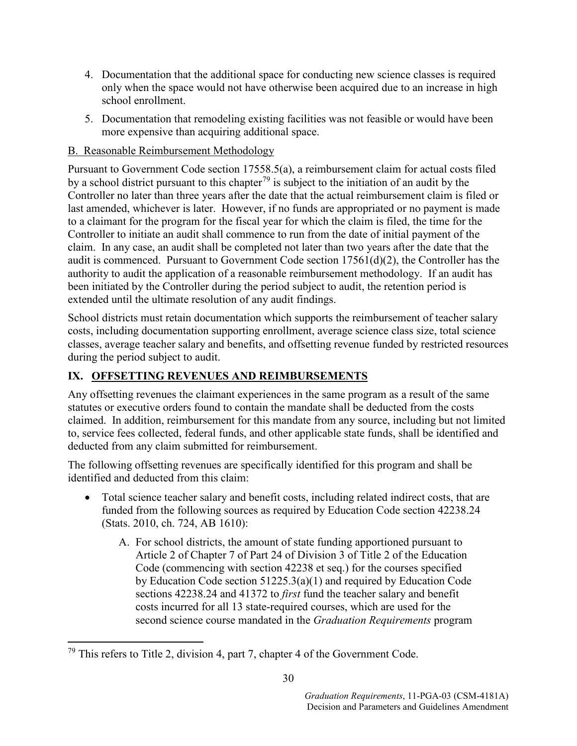4. Documentation that the additional space for conducting new science classes is required only when the space would not have otherwise been acquired due to an increase in high school enrollment.
5. Documentation that remodeling existing facilities was not feasible or would have been more expensive than acquiring additional space.

B. Reasonable Reimbursement Methodology

Pursuant to Government Code section 17558.5(a), a reimbursement claim for actual costs filed by a school district pursuant to this chapter[79] is subject to the initiation of an audit by the Controller no later than three years after the date that the actual reimbursement claim is filed or last amended, whichever is later. However, if no funds are appropriated or no payment is made to a claimant for the program for the fiscal year for which the claim is filed, the time for the Controller to initiate an audit shall commence to run from the date of initial payment of the claim. In any case, an audit shall be completed not later than two years after the date that the audit is commenced. Pursuant to Government Code section 17561(d)(2), the Controller has the authority to audit the application of a reasonable reimbursement methodology. If an audit has been initiated by the Controller during the period subject to audit, the retention period is extended until the ultimate resolution of any audit findings.

School districts must retain documentation which supports the reimbursement of teacher salary costs, including documentation supporting enrollment, average science class size, total science classes, average teacher salary and benefits, and offsetting revenue funded by restricted resources during the period subject to audit.

## IX. OFFSETTING REVENUES AND REIMBURSEMENTS

Any offsetting revenues the claimant experiences in the same program as a result of the same statutes or executive orders found to contain the mandate shall be deducted from the costs claimed. In addition, reimbursement for this mandate from any source, including but not limited to, service fees collected, federal funds, and other applicable state funds, shall be identified and deducted from any claim submitted for reimbursement.

The following offsetting revenues are specifically identified for this program and shall be identified and deducted from this claim:

- Total science teacher salary and benefit costs, including related indirect costs, that are funded from the following sources as required by Education Code section 42238.24 (Stats. 2010, ch. 724, AB 1610):

  A. For school districts, the amount of state funding apportioned pursuant to Article 2 of Chapter 7 of Part 24 of Division 3 of Title 2 of the Education Code (commencing with section 42238 et seq.) for the courses specified by Education Code section 51225.3(a)(1) and required by Education Code sections 42238.24 and 41372 to *first* fund the teacher salary and benefit costs incurred for all 13 state-required courses, which are used for the second science course mandated in the *Graduation Requirements* program

[79] This refers to Title 2, division 4, part 7, chapter 4 of the Government Code.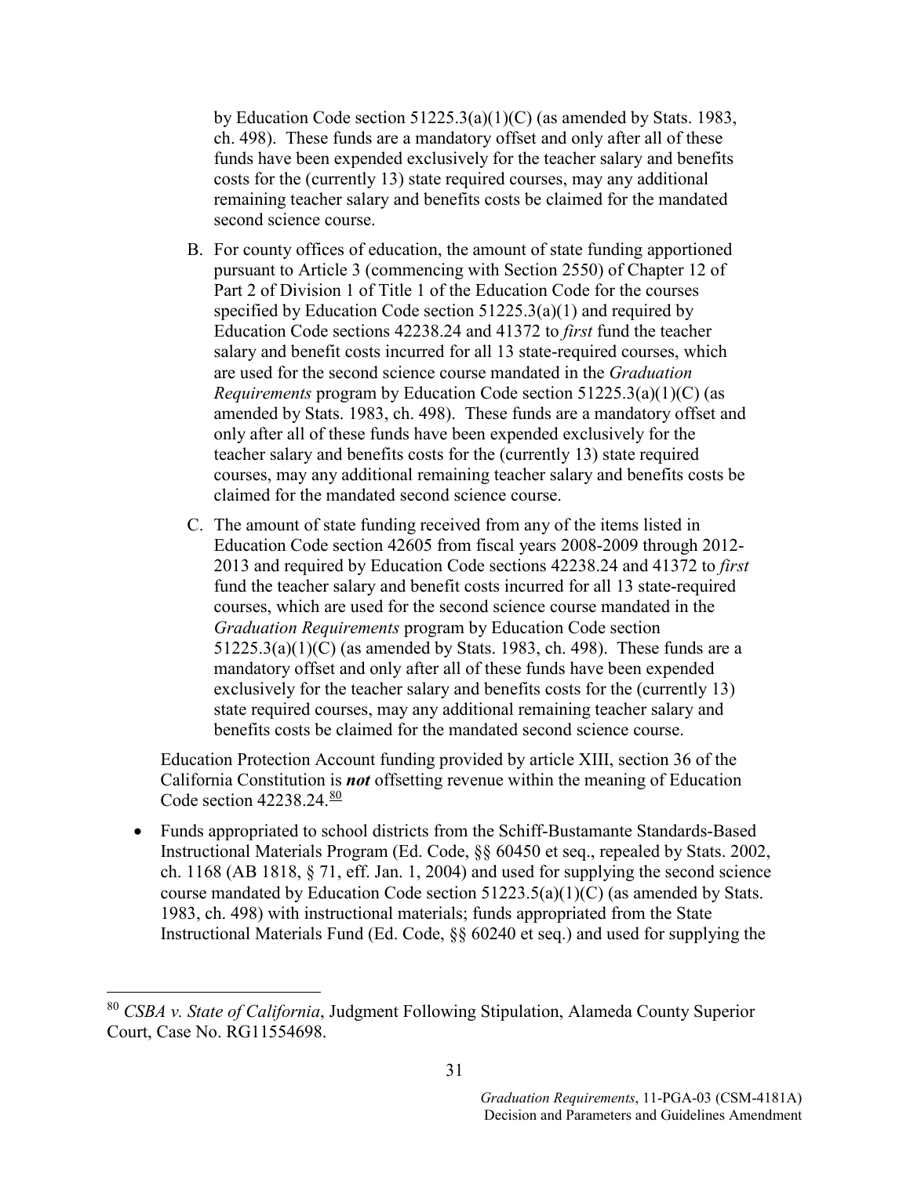by Education Code section 51225.3(a)(1)(C) (as amended by Stats. 1983, ch. 498). These funds are a mandatory offset and only after all of these funds have been expended exclusively for the teacher salary and benefits costs for the (currently 13) state required courses, may any additional remaining teacher salary and benefits costs be claimed for the mandated second science course.

B. For county offices of education, the amount of state funding apportioned pursuant to Article 3 (commencing with Section 2550) of Chapter 12 of Part 2 of Division 1 of Title 1 of the Education Code for the courses specified by Education Code section 51225.3(a)(1) and required by Education Code sections 42238.24 and 41372 to *first* fund the teacher salary and benefit costs incurred for all 13 state-required courses, which are used for the second science course mandated in the *Graduation Requirements* program by Education Code section 51225.3(a)(1)(C) (as amended by Stats. 1983, ch. 498). These funds are a mandatory offset and only after all of these funds have been expended exclusively for the teacher salary and benefits costs for the (currently 13) state required courses, may any additional remaining teacher salary and benefits costs be claimed for the mandated second science course.

C. The amount of state funding received from any of the items listed in Education Code section 42605 from fiscal years 2008-2009 through 2012-2013 and required by Education Code sections 42238.24 and 41372 to *first* fund the teacher salary and benefit costs incurred for all 13 state-required courses, which are used for the second science course mandated in the *Graduation Requirements* program by Education Code section 51225.3(a)(1)(C) (as amended by Stats. 1983, ch. 498). These funds are a mandatory offset and only after all of these funds have been expended exclusively for the teacher salary and benefits costs for the (currently 13) state required courses, may any additional remaining teacher salary and benefits costs be claimed for the mandated second science course.

Education Protection Account funding provided by article XIII, section 36 of the California Constitution is ***not*** offsetting revenue within the meaning of Education Code section 42238.24.[80]

- Funds appropriated to school districts from the Schiff-Bustamante Standards-Based Instructional Materials Program (Ed. Code, §§ 60450 et seq., repealed by Stats. 2002, ch. 1168 (AB 1818, § 71, eff. Jan. 1, 2004) and used for supplying the second science course mandated by Education Code section 51223.5(a)(1)(C) (as amended by Stats. 1983, ch. 498) with instructional materials; funds appropriated from the State Instructional Materials Fund (Ed. Code, §§ 60240 et seq.) and used for supplying the

[80] *CSBA v. State of California*, Judgment Following Stipulation, Alameda County Superior Court, Case No. RG11554698.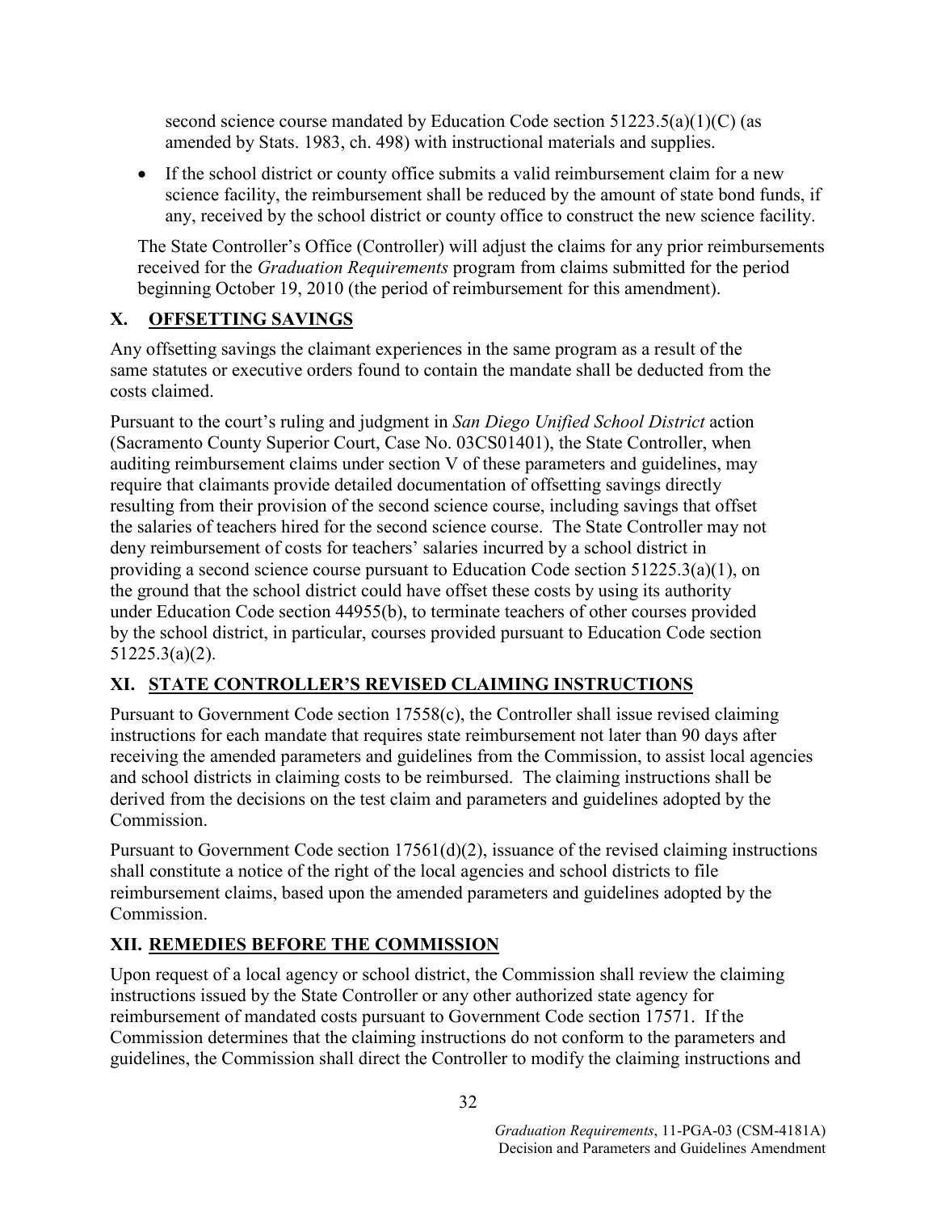second science course mandated by Education Code section 51223.5(a)(1)(C) (as amended by Stats. 1983, ch. 498) with instructional materials and supplies.

- If the school district or county office submits a valid reimbursement claim for a new science facility, the reimbursement shall be reduced by the amount of state bond funds, if any, received by the school district or county office to construct the new science facility.

The State Controller's Office (Controller) will adjust the claims for any prior reimbursements received for the *Graduation Requirements* program from claims submitted for the period beginning October 19, 2010 (the period of reimbursement for this amendment).

## X. OFFSETTING SAVINGS

Any offsetting savings the claimant experiences in the same program as a result of the same statutes or executive orders found to contain the mandate shall be deducted from the costs claimed.

Pursuant to the court's ruling and judgment in *San Diego Unified School District* action (Sacramento County Superior Court, Case No. 03CS01401), the State Controller, when auditing reimbursement claims under section V of these parameters and guidelines, may require that claimants provide detailed documentation of offsetting savings directly resulting from their provision of the second science course, including savings that offset the salaries of teachers hired for the second science course. The State Controller may not deny reimbursement of costs for teachers' salaries incurred by a school district in providing a second science course pursuant to Education Code section 51225.3(a)(1), on the ground that the school district could have offset these costs by using its authority under Education Code section 44955(b), to terminate teachers of other courses provided by the school district, in particular, courses provided pursuant to Education Code section 51225.3(a)(2).

## XI. STATE CONTROLLER'S REVISED CLAIMING INSTRUCTIONS

Pursuant to Government Code section 17558(c), the Controller shall issue revised claiming instructions for each mandate that requires state reimbursement not later than 90 days after receiving the amended parameters and guidelines from the Commission, to assist local agencies and school districts in claiming costs to be reimbursed. The claiming instructions shall be derived from the decisions on the test claim and parameters and guidelines adopted by the Commission.

Pursuant to Government Code section 17561(d)(2), issuance of the revised claiming instructions shall constitute a notice of the right of the local agencies and school districts to file reimbursement claims, based upon the amended parameters and guidelines adopted by the Commission.

## XII. REMEDIES BEFORE THE COMMISSION

Upon request of a local agency or school district, the Commission shall review the claiming instructions issued by the State Controller or any other authorized state agency for reimbursement of mandated costs pursuant to Government Code section 17571. If the Commission determines that the claiming instructions do not conform to the parameters and guidelines, the Commission shall direct the Controller to modify the claiming instructions and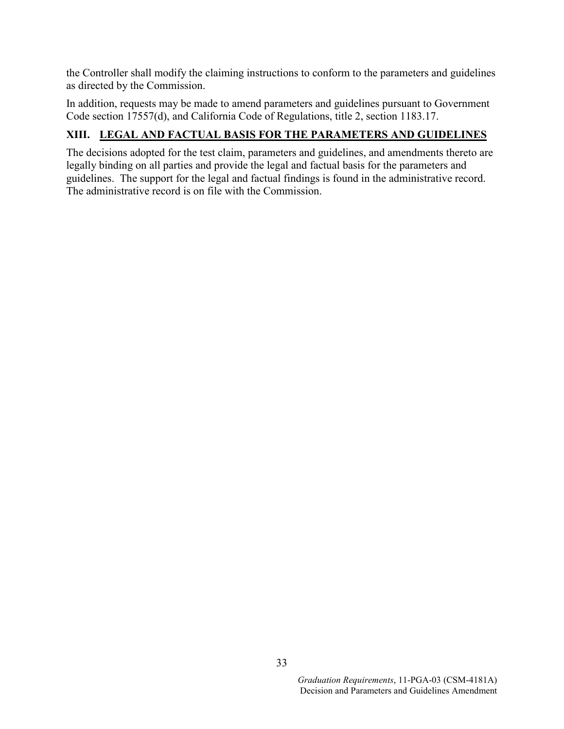the Controller shall modify the claiming instructions to conform to the parameters and guidelines as directed by the Commission.

In addition, requests may be made to amend parameters and guidelines pursuant to Government Code section 17557(d), and California Code of Regulations, title 2, section 1183.17.

## XIII. LEGAL AND FACTUAL BASIS FOR THE PARAMETERS AND GUIDELINES

The decisions adopted for the test claim, parameters and guidelines, and amendments thereto are legally binding on all parties and provide the legal and factual basis for the parameters and guidelines. The support for the legal and factual findings is found in the administrative record. The administrative record is on file with the Commission.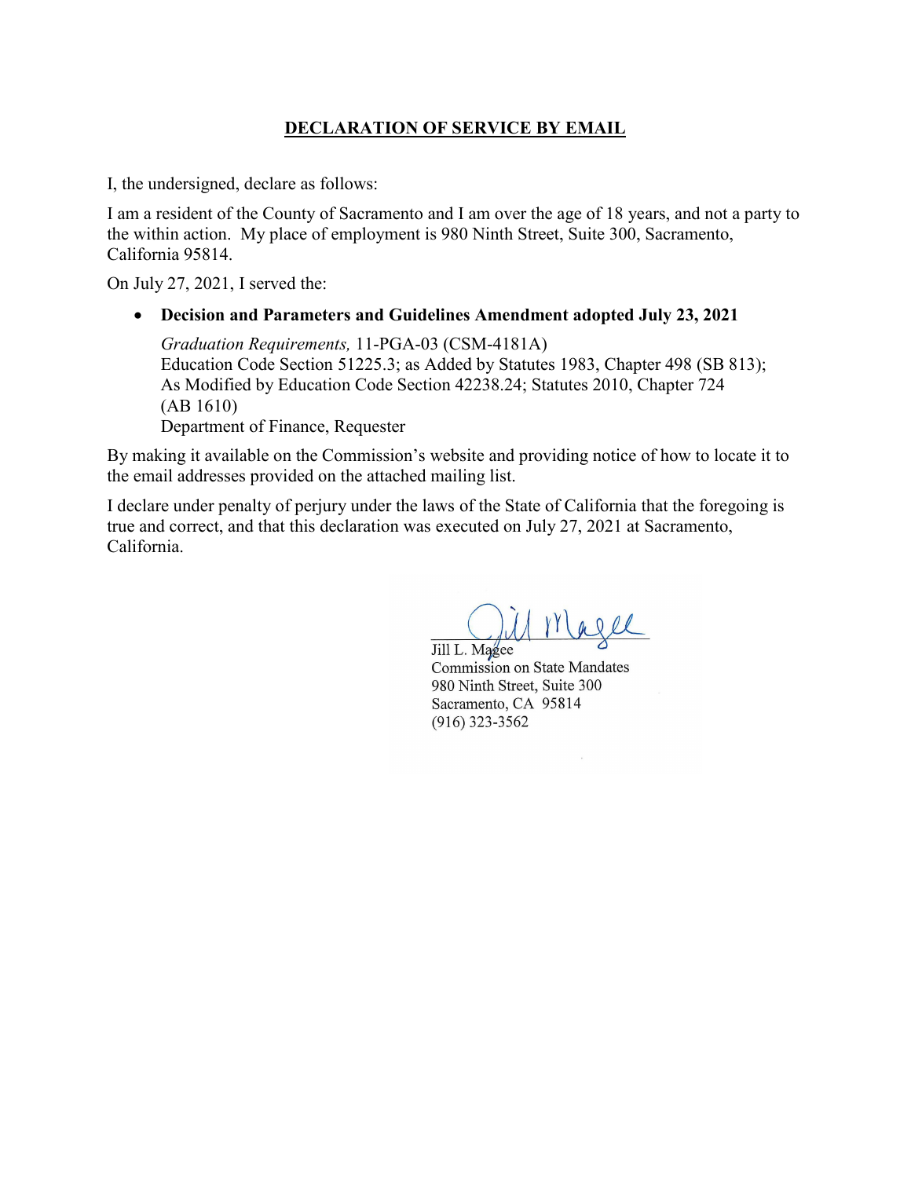# DECLARATION OF SERVICE BY EMAIL

I, the undersigned, declare as follows:

I am a resident of the County of Sacramento and I am over the age of 18 years, and not a party to the within action. My place of employment is 980 Ninth Street, Suite 300, Sacramento, California 95814.

On July 27, 2021, I served the:

- **Decision and Parameters and Guidelines Amendment adopted July 23, 2021**

  *Graduation Requirements,* 11-PGA-03 (CSM-4181A)
  Education Code Section 51225.3; as Added by Statutes 1983, Chapter 498 (SB 813);
  As Modified by Education Code Section 42238.24; Statutes 2010, Chapter 724 (AB 1610)
  Department of Finance, Requester

By making it available on the Commission's website and providing notice of how to locate it to the email addresses provided on the attached mailing list.

I declare under penalty of perjury under the laws of the State of California that the foregoing is true and correct, and that this declaration was executed on July 27, 2021 at Sacramento, California.

Jill L. Magee
Commission on State Mandates
980 Ninth Street, Suite 300
Sacramento, CA 95814
(916) 323-3562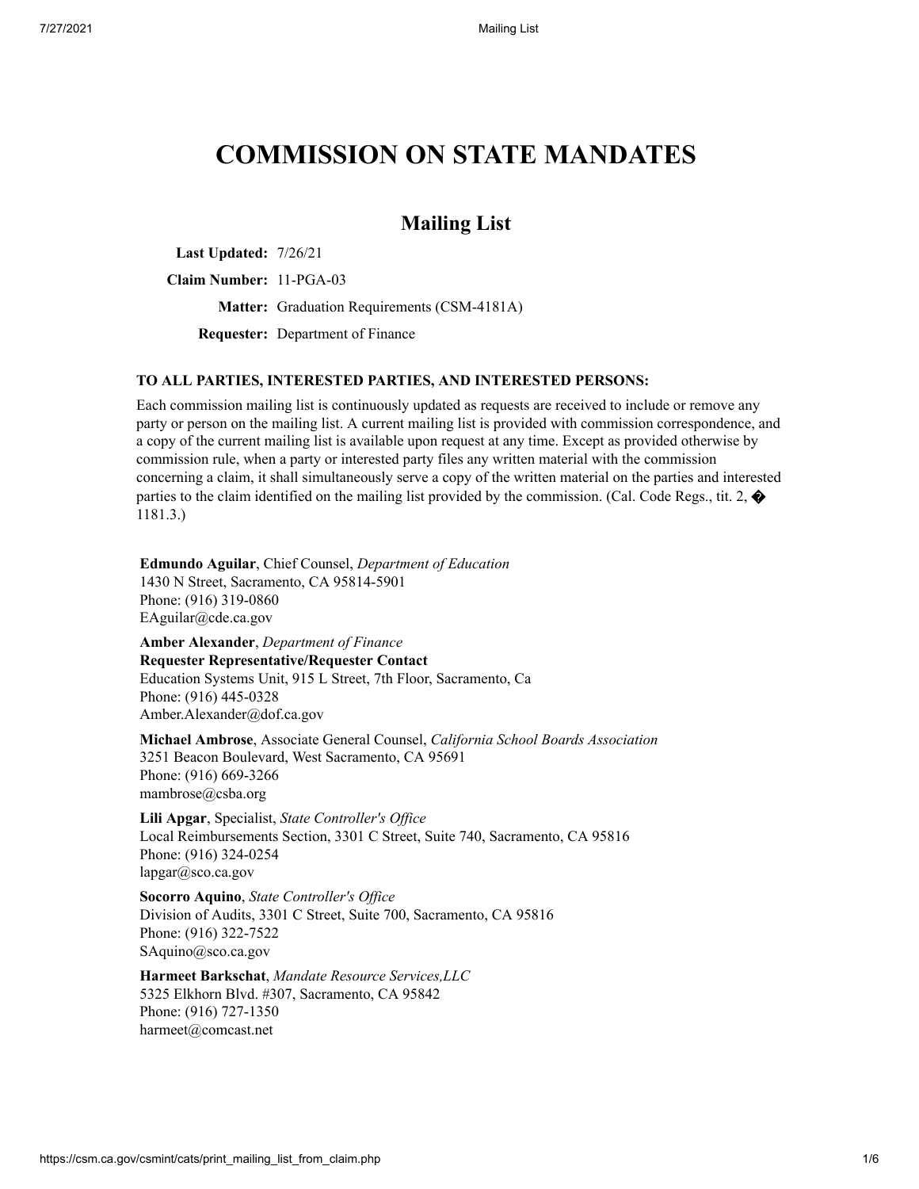# COMMISSION ON STATE MANDATES

## Mailing List

**Last Updated:** 7/26/21

**Claim Number:** 11-PGA-03

**Matter:** Graduation Requirements (CSM-4181A)

**Requester:** Department of Finance

**TO ALL PARTIES, INTERESTED PARTIES, AND INTERESTED PERSONS:**

Each commission mailing list is continuously updated as requests are received to include or remove any party or person on the mailing list. A current mailing list is provided with commission correspondence, and a copy of the current mailing list is available upon request at any time. Except as provided otherwise by commission rule, when a party or interested party files any written material with the commission concerning a claim, it shall simultaneously serve a copy of the written material on the parties and interested parties to the claim identified on the mailing list provided by the commission. (Cal. Code Regs., tit. 2, � 1181.3.)

**Edmundo Aguilar**, Chief Counsel, *Department of Education*
1430 N Street, Sacramento, CA 95814-5901
Phone: (916) 319-0860
EAguilar@cde.ca.gov

**Amber Alexander**, *Department of Finance*
**Requester Representative/Requester Contact**
Education Systems Unit, 915 L Street, 7th Floor, Sacramento, Ca
Phone: (916) 445-0328
Amber.Alexander@dof.ca.gov

**Michael Ambrose**, Associate General Counsel, *California School Boards Association*
3251 Beacon Boulevard, West Sacramento, CA 95691
Phone: (916) 669-3266
mambrose@csba.org

**Lili Apgar**, Specialist, *State Controller's Office*
Local Reimbursements Section, 3301 C Street, Suite 740, Sacramento, CA 95816
Phone: (916) 324-0254
lapgar@sco.ca.gov

**Socorro Aquino**, *State Controller's Office*
Division of Audits, 3301 C Street, Suite 700, Sacramento, CA 95816
Phone: (916) 322-7522
SAquino@sco.ca.gov

**Harmeet Barkschat**, *Mandate Resource Services,LLC*
5325 Elkhorn Blvd. #307, Sacramento, CA 95842
Phone: (916) 727-1350
harmeet@comcast.net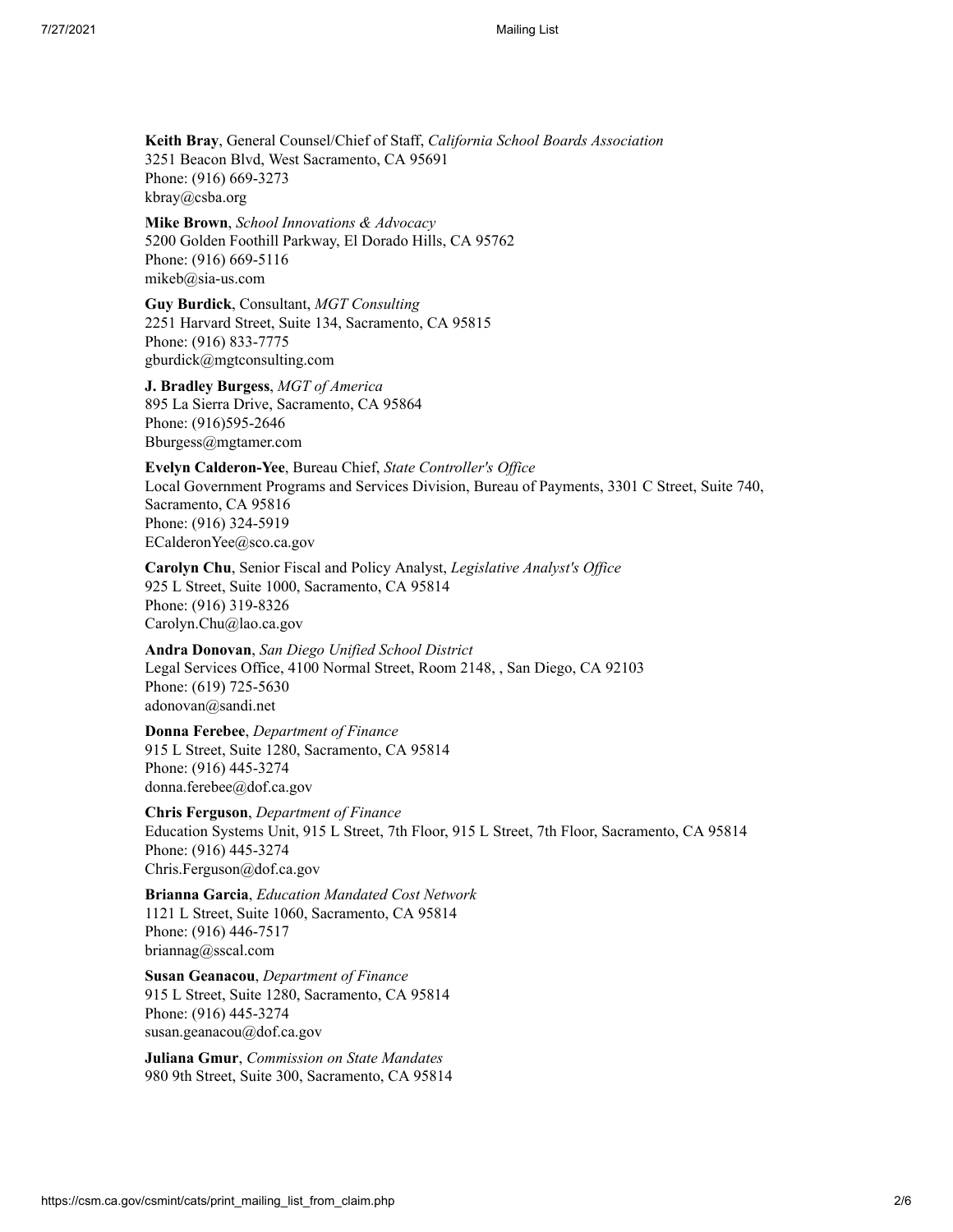**Keith Bray**, General Counsel/Chief of Staff, *California School Boards Association*
3251 Beacon Blvd, West Sacramento, CA 95691
Phone: (916) 669-3273
kbray@csba.org

**Mike Brown**, *School Innovations & Advocacy*
5200 Golden Foothill Parkway, El Dorado Hills, CA 95762
Phone: (916) 669-5116
mikeb@sia-us.com

**Guy Burdick**, Consultant, *MGT Consulting*
2251 Harvard Street, Suite 134, Sacramento, CA 95815
Phone: (916) 833-7775
gburdick@mgtconsulting.com

**J. Bradley Burgess**, *MGT of America*
895 La Sierra Drive, Sacramento, CA 95864
Phone: (916)595-2646
Bburgess@mgtamer.com

**Evelyn Calderon-Yee**, Bureau Chief, *State Controller's Office*
Local Government Programs and Services Division, Bureau of Payments, 3301 C Street, Suite 740, Sacramento, CA 95816
Phone: (916) 324-5919
ECalderonYee@sco.ca.gov

**Carolyn Chu**, Senior Fiscal and Policy Analyst, *Legislative Analyst's Office*
925 L Street, Suite 1000, Sacramento, CA 95814
Phone: (916) 319-8326
Carolyn.Chu@lao.ca.gov

**Andra Donovan**, *San Diego Unified School District*
Legal Services Office, 4100 Normal Street, Room 2148, , San Diego, CA 92103
Phone: (619) 725-5630
adonovan@sandi.net

**Donna Ferebee**, *Department of Finance*
915 L Street, Suite 1280, Sacramento, CA 95814
Phone: (916) 445-3274
donna.ferebee@dof.ca.gov

**Chris Ferguson**, *Department of Finance*
Education Systems Unit, 915 L Street, 7th Floor, 915 L Street, 7th Floor, Sacramento, CA 95814
Phone: (916) 445-3274
Chris.Ferguson@dof.ca.gov

**Brianna Garcia**, *Education Mandated Cost Network*
1121 L Street, Suite 1060, Sacramento, CA 95814
Phone: (916) 446-7517
briannag@sscal.com

**Susan Geanacou**, *Department of Finance*
915 L Street, Suite 1280, Sacramento, CA 95814
Phone: (916) 445-3274
susan.geanacou@dof.ca.gov

**Juliana Gmur**, *Commission on State Mandates*
980 9th Street, Suite 300, Sacramento, CA 95814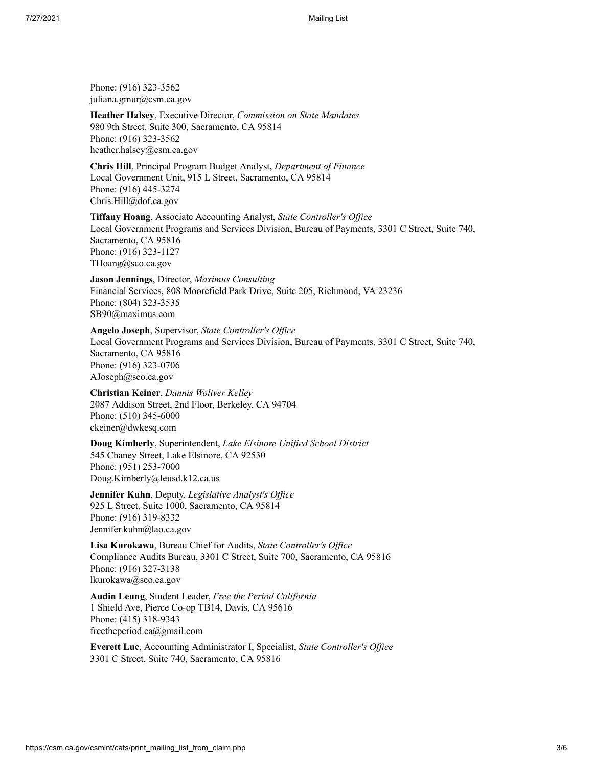Phone: (916) 323-3562
juliana.gmur@csm.ca.gov

**Heather Halsey**, Executive Director, *Commission on State Mandates*
980 9th Street, Suite 300, Sacramento, CA 95814
Phone: (916) 323-3562
heather.halsey@csm.ca.gov

**Chris Hill**, Principal Program Budget Analyst, *Department of Finance*
Local Government Unit, 915 L Street, Sacramento, CA 95814
Phone: (916) 445-3274
Chris.Hill@dof.ca.gov

**Tiffany Hoang**, Associate Accounting Analyst, *State Controller's Office*
Local Government Programs and Services Division, Bureau of Payments, 3301 C Street, Suite 740, Sacramento, CA 95816
Phone: (916) 323-1127
THoang@sco.ca.gov

**Jason Jennings**, Director, *Maximus Consulting*
Financial Services, 808 Moorefield Park Drive, Suite 205, Richmond, VA 23236
Phone: (804) 323-3535
SB90@maximus.com

**Angelo Joseph**, Supervisor, *State Controller's Office*
Local Government Programs and Services Division, Bureau of Payments, 3301 C Street, Suite 740, Sacramento, CA 95816
Phone: (916) 323-0706
AJoseph@sco.ca.gov

**Christian Keiner**, *Dannis Woliver Kelley*
2087 Addison Street, 2nd Floor, Berkeley, CA 94704
Phone: (510) 345-6000
ckeiner@dwkesq.com

**Doug Kimberly**, Superintendent, *Lake Elsinore Unified School District*
545 Chaney Street, Lake Elsinore, CA 92530
Phone: (951) 253-7000
Doug.Kimberly@leusd.k12.ca.us

**Jennifer Kuhn**, Deputy, *Legislative Analyst's Office*
925 L Street, Suite 1000, Sacramento, CA 95814
Phone: (916) 319-8332
Jennifer.kuhn@lao.ca.gov

**Lisa Kurokawa**, Bureau Chief for Audits, *State Controller's Office*
Compliance Audits Bureau, 3301 C Street, Suite 700, Sacramento, CA 95816
Phone: (916) 327-3138
lkurokawa@sco.ca.gov

**Audin Leung**, Student Leader, *Free the Period California*
1 Shield Ave, Pierce Co-op TB14, Davis, CA 95616
Phone: (415) 318-9343
freetheperiod.ca@gmail.com

**Everett Luc**, Accounting Administrator I, Specialist, *State Controller's Office*
3301 C Street, Suite 740, Sacramento, CA 95816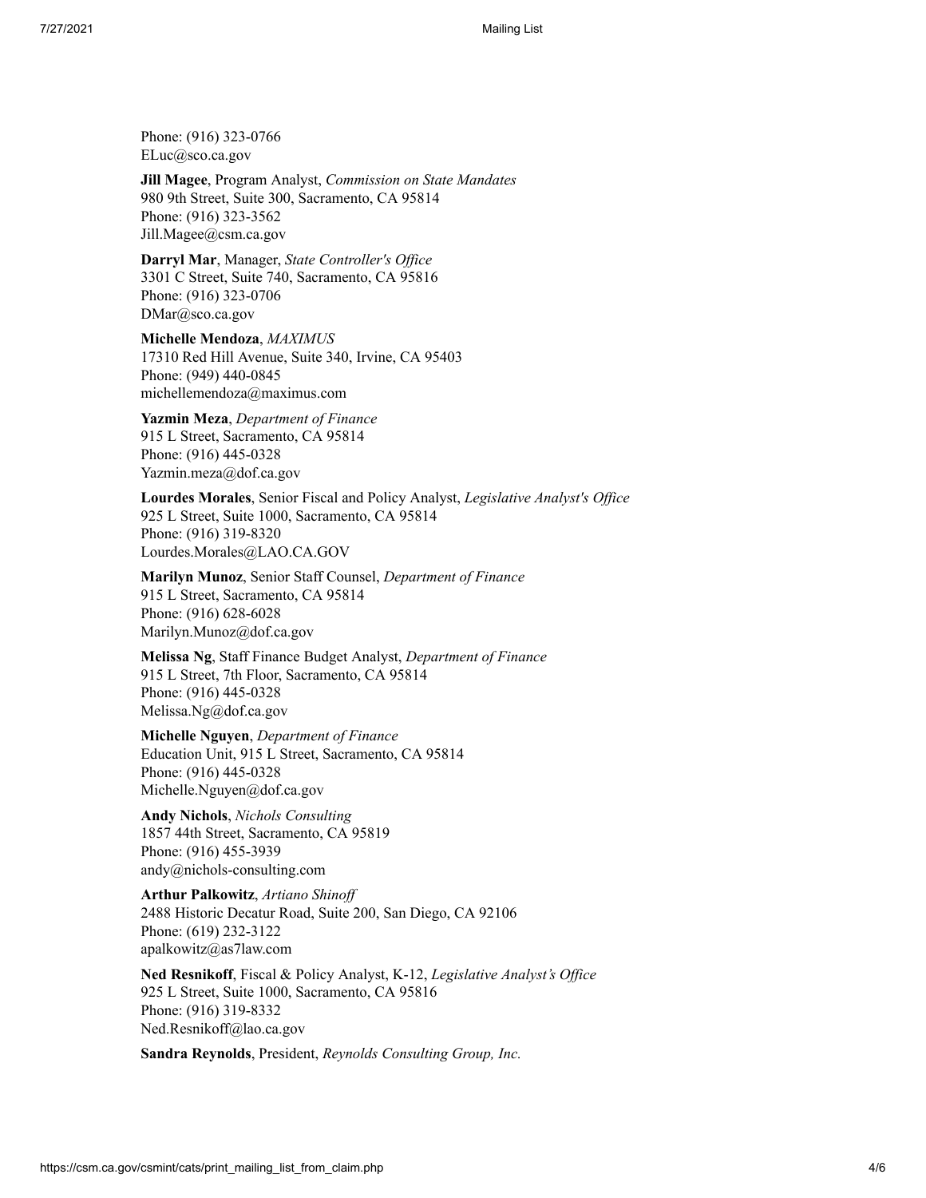Phone: (916) 323-0766
ELuc@sco.ca.gov

**Jill Magee**, Program Analyst, *Commission on State Mandates*
980 9th Street, Suite 300, Sacramento, CA 95814
Phone: (916) 323-3562
Jill.Magee@csm.ca.gov

**Darryl Mar**, Manager, *State Controller's Office*
3301 C Street, Suite 740, Sacramento, CA 95816
Phone: (916) 323-0706
DMar@sco.ca.gov

**Michelle Mendoza**, *MAXIMUS*
17310 Red Hill Avenue, Suite 340, Irvine, CA 95403
Phone: (949) 440-0845
michellemendoza@maximus.com

**Yazmin Meza**, *Department of Finance*
915 L Street, Sacramento, CA 95814
Phone: (916) 445-0328
Yazmin.meza@dof.ca.gov

**Lourdes Morales**, Senior Fiscal and Policy Analyst, *Legislative Analyst's Office*
925 L Street, Suite 1000, Sacramento, CA 95814
Phone: (916) 319-8320
Lourdes.Morales@LAO.CA.GOV

**Marilyn Munoz**, Senior Staff Counsel, *Department of Finance*
915 L Street, Sacramento, CA 95814
Phone: (916) 628-6028
Marilyn.Munoz@dof.ca.gov

**Melissa Ng**, Staff Finance Budget Analyst, *Department of Finance*
915 L Street, 7th Floor, Sacramento, CA 95814
Phone: (916) 445-0328
Melissa.Ng@dof.ca.gov

**Michelle Nguyen**, *Department of Finance*
Education Unit, 915 L Street, Sacramento, CA 95814
Phone: (916) 445-0328
Michelle.Nguyen@dof.ca.gov

**Andy Nichols**, *Nichols Consulting*
1857 44th Street, Sacramento, CA 95819
Phone: (916) 455-3939
andy@nichols-consulting.com

**Arthur Palkowitz**, *Artiano Shinoff*
2488 Historic Decatur Road, Suite 200, San Diego, CA 92106
Phone: (619) 232-3122
apalkowitz@as7law.com

**Ned Resnikoff**, Fiscal & Policy Analyst, K-12, *Legislative Analyst's Office*
925 L Street, Suite 1000, Sacramento, CA 95816
Phone: (916) 319-8332
Ned.Resnikoff@lao.ca.gov

**Sandra Reynolds**, President, *Reynolds Consulting Group, Inc.*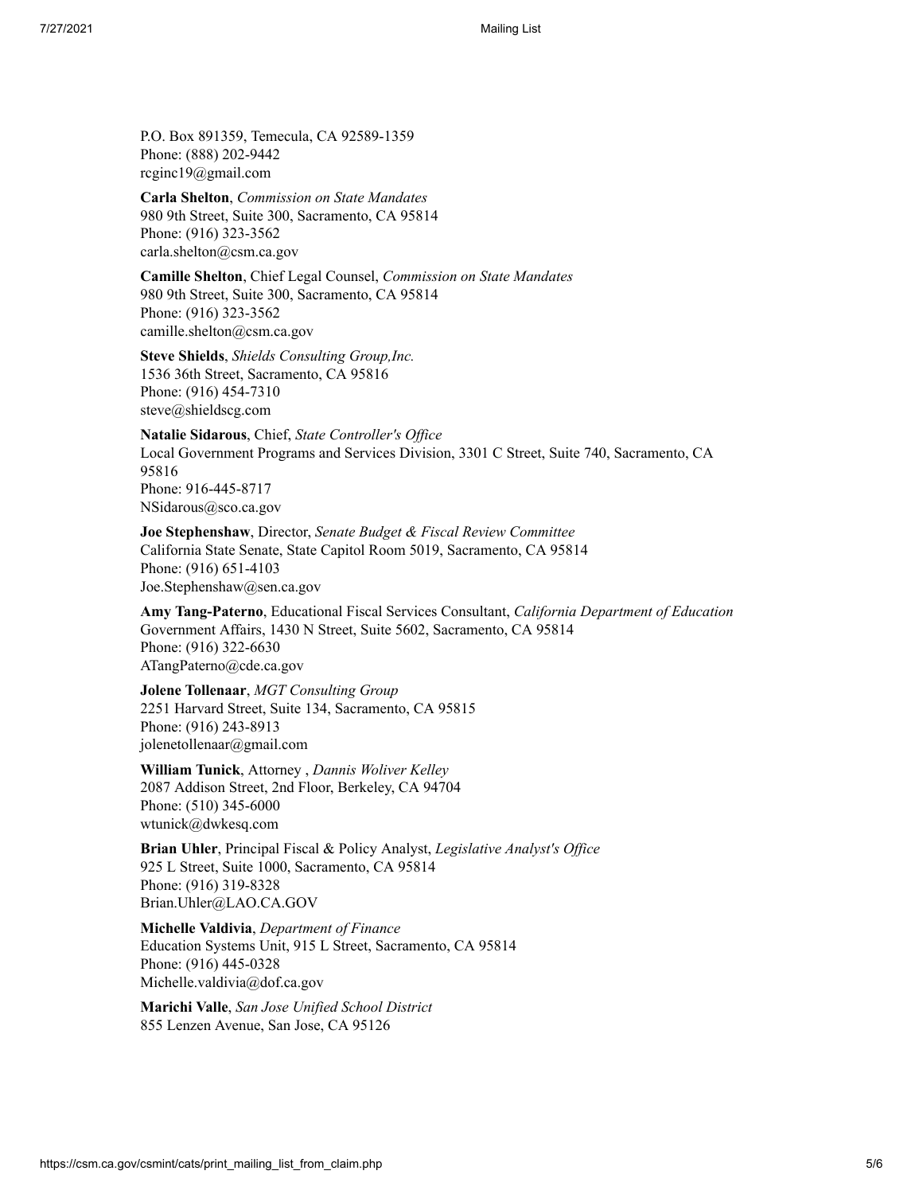P.O. Box 891359, Temecula, CA 92589-1359
Phone: (888) 202-9442
rcginc19@gmail.com

**Carla Shelton**, *Commission on State Mandates*
980 9th Street, Suite 300, Sacramento, CA 95814
Phone: (916) 323-3562
carla.shelton@csm.ca.gov

**Camille Shelton**, Chief Legal Counsel, *Commission on State Mandates*
980 9th Street, Suite 300, Sacramento, CA 95814
Phone: (916) 323-3562
camille.shelton@csm.ca.gov

**Steve Shields**, *Shields Consulting Group,Inc.*
1536 36th Street, Sacramento, CA 95816
Phone: (916) 454-7310
steve@shieldscg.com

**Natalie Sidarous**, Chief, *State Controller's Office*
Local Government Programs and Services Division, 3301 C Street, Suite 740, Sacramento, CA 95816
Phone: 916-445-8717
NSidarous@sco.ca.gov

**Joe Stephenshaw**, Director, *Senate Budget & Fiscal Review Committee*
California State Senate, State Capitol Room 5019, Sacramento, CA 95814
Phone: (916) 651-4103
Joe.Stephenshaw@sen.ca.gov

**Amy Tang-Paterno**, Educational Fiscal Services Consultant, *California Department of Education*
Government Affairs, 1430 N Street, Suite 5602, Sacramento, CA 95814
Phone: (916) 322-6630
ATangPaterno@cde.ca.gov

**Jolene Tollenaar**, *MGT Consulting Group*
2251 Harvard Street, Suite 134, Sacramento, CA 95815
Phone: (916) 243-8913
jolenetollenaar@gmail.com

**William Tunick**, Attorney , *Dannis Woliver Kelley*
2087 Addison Street, 2nd Floor, Berkeley, CA 94704
Phone: (510) 345-6000
wtunick@dwkesq.com

**Brian Uhler**, Principal Fiscal & Policy Analyst, *Legislative Analyst's Office*
925 L Street, Suite 1000, Sacramento, CA 95814
Phone: (916) 319-8328
Brian.Uhler@LAO.CA.GOV

**Michelle Valdivia**, *Department of Finance*
Education Systems Unit, 915 L Street, Sacramento, CA 95814
Phone: (916) 445-0328
Michelle.valdivia@dof.ca.gov

**Marichi Valle**, *San Jose Unified School District*
855 Lenzen Avenue, San Jose, CA 95126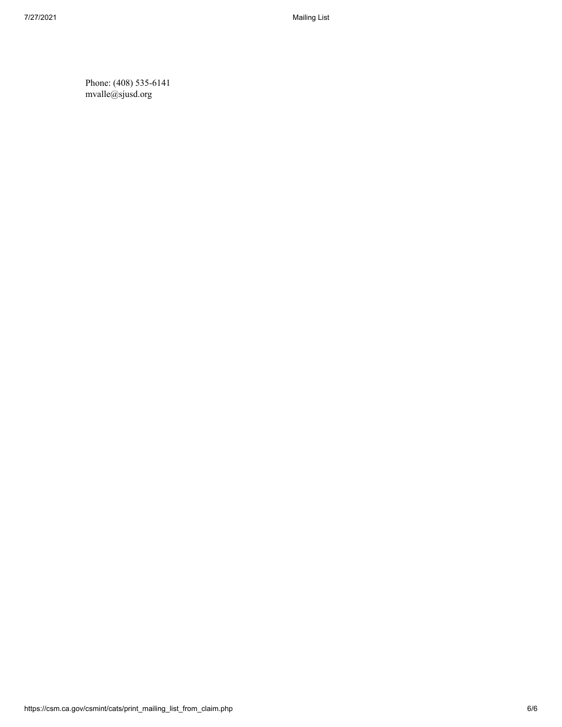Phone: (408) 535-6141
mvalle@sjusd.org